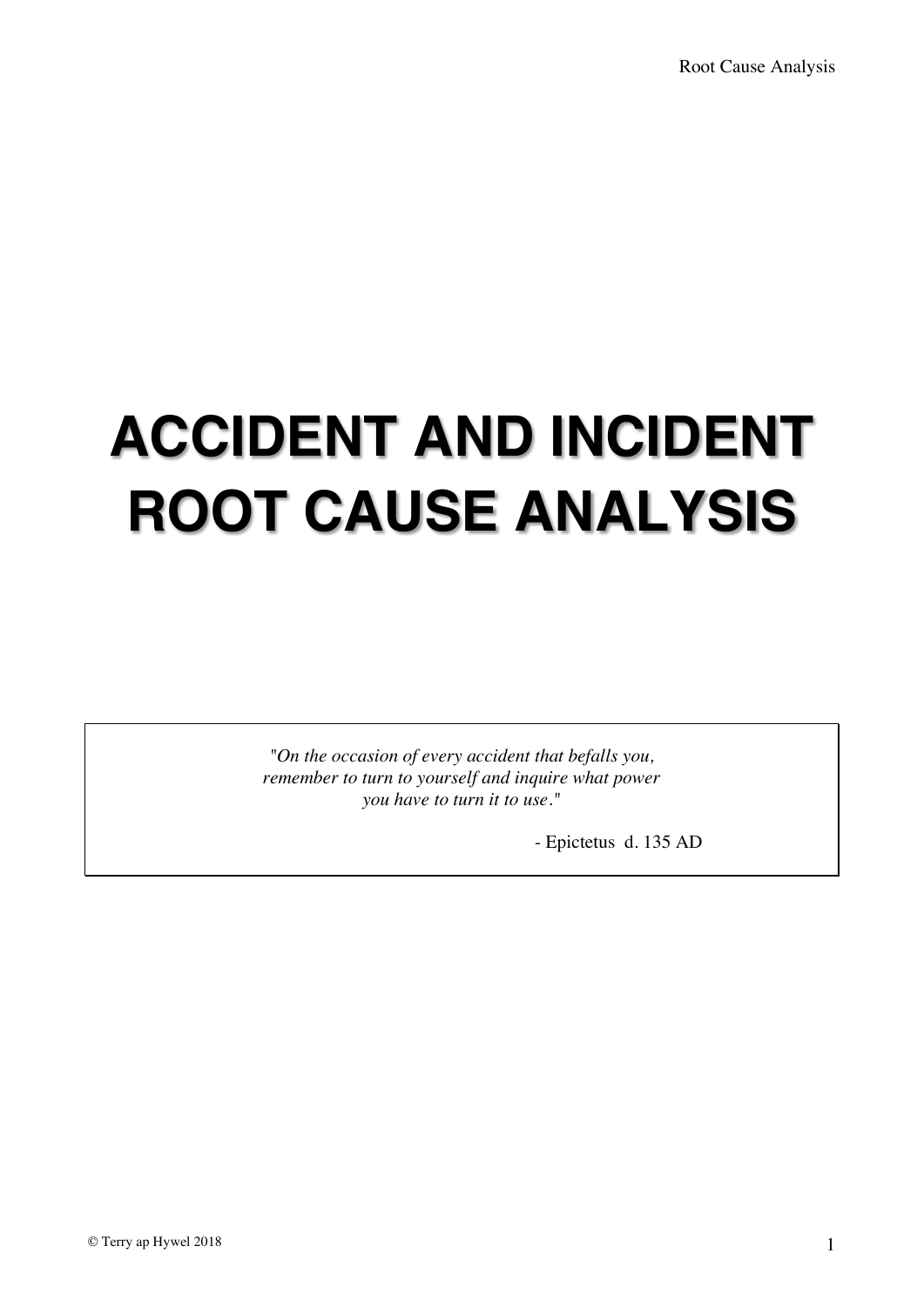# ACCIDENT AND INCIDENT ROOT CAUSE ANALYSIS

> "*On the occasion of every accident that befalls you, remember to turn to yourself and inquire what power you have to turn it to use*."
>
> - Epictetus d. 135 AD

© Terry ap Hywel 2018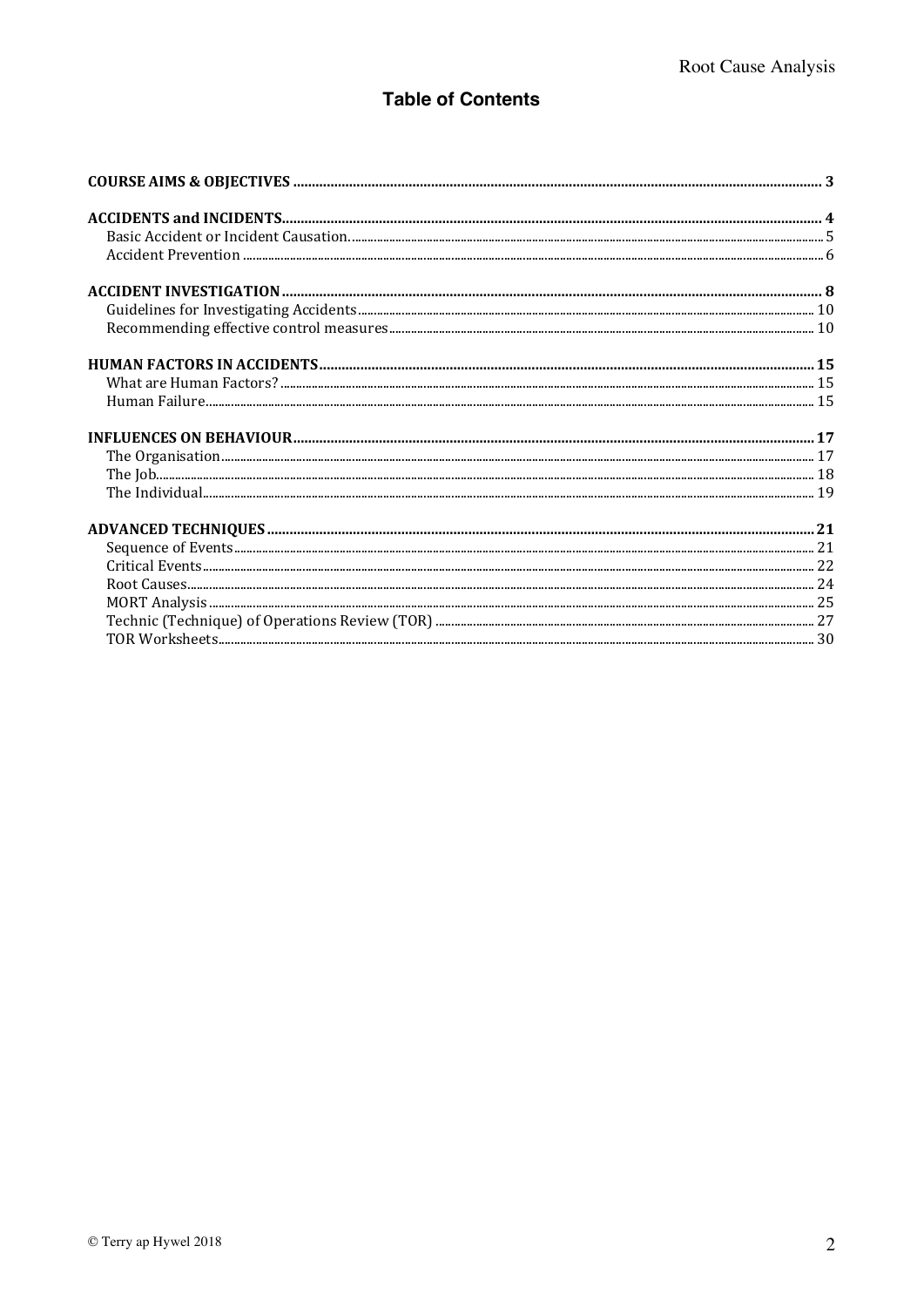# Table of Contents

**COURSE AIMS & OBJECTIVES** ........ **3**

**ACCIDENTS and INCIDENTS** ........ **4**
- Basic Accident or Incident Causation ........ 5
- Accident Prevention ........ 6

**ACCIDENT INVESTIGATION** ........ **8**
- Guidelines for Investigating Accidents ........ 10
- Recommending effective control measures ........ 10

**HUMAN FACTORS IN ACCIDENTS** ........ **15**
- What are Human Factors? ........ 15
- Human Failure ........ 15

**INFLUENCES ON BEHAVIOUR** ........ **17**
- The Organisation ........ 17
- The Job ........ 18
- The Individual ........ 19

**ADVANCED TECHNIQUES** ........ **21**
- Sequence of Events ........ 21
- Critical Events ........ 22
- Root Causes ........ 24
- MORT Analysis ........ 25
- Technic (Technique) of Operations Review (TOR) ........ 27
- TOR Worksheets ........ 30

© Terry ap Hywel 2018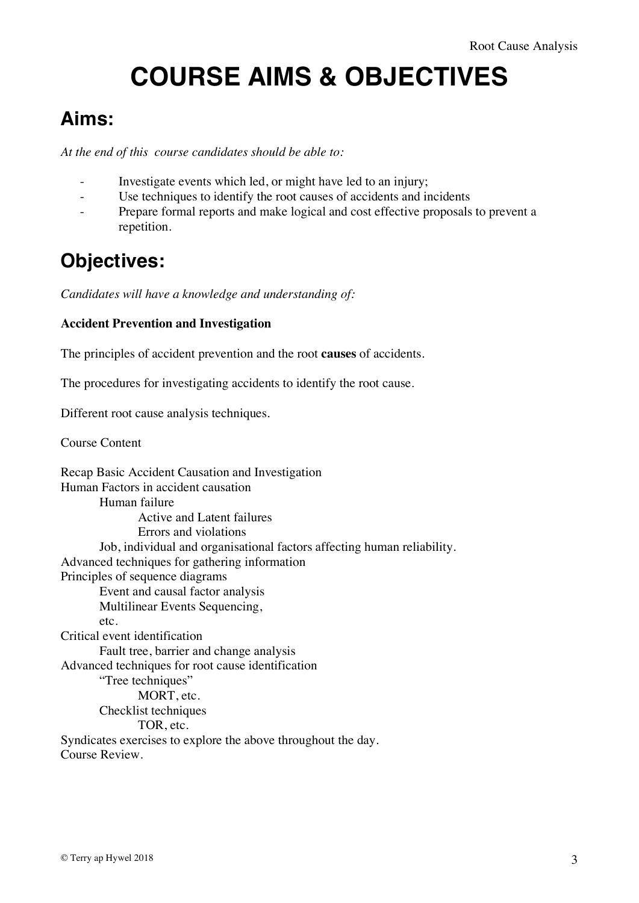# COURSE AIMS & OBJECTIVES

## Aims:

*At the end of this course candidates should be able to:*

- Investigate events which led, or might have led to an injury;
- Use techniques to identify the root causes of accidents and incidents
- Prepare formal reports and make logical and cost effective proposals to prevent a repetition.

## Objectives:

*Candidates will have a knowledge and understanding of:*

**Accident Prevention and Investigation**

The principles of accident prevention and the root **causes** of accidents.

The procedures for investigating accidents to identify the root cause.

Different root cause analysis techniques.

Course Content

- Recap Basic Accident Causation and Investigation
- Human Factors in accident causation
  - Human failure
    - Active and Latent failures
    - Errors and violations
  - Job, individual and organisational factors affecting human reliability.
- Advanced techniques for gathering information
- Principles of sequence diagrams
  - Event and causal factor analysis
  - Multilinear Events Sequencing,
  - etc.
- Critical event identification
  - Fault tree, barrier and change analysis
- Advanced techniques for root cause identification
  - "Tree techniques"
    - MORT, etc.
  - Checklist techniques
    - TOR, etc.
- Syndicates exercises to explore the above throughout the day.
- Course Review.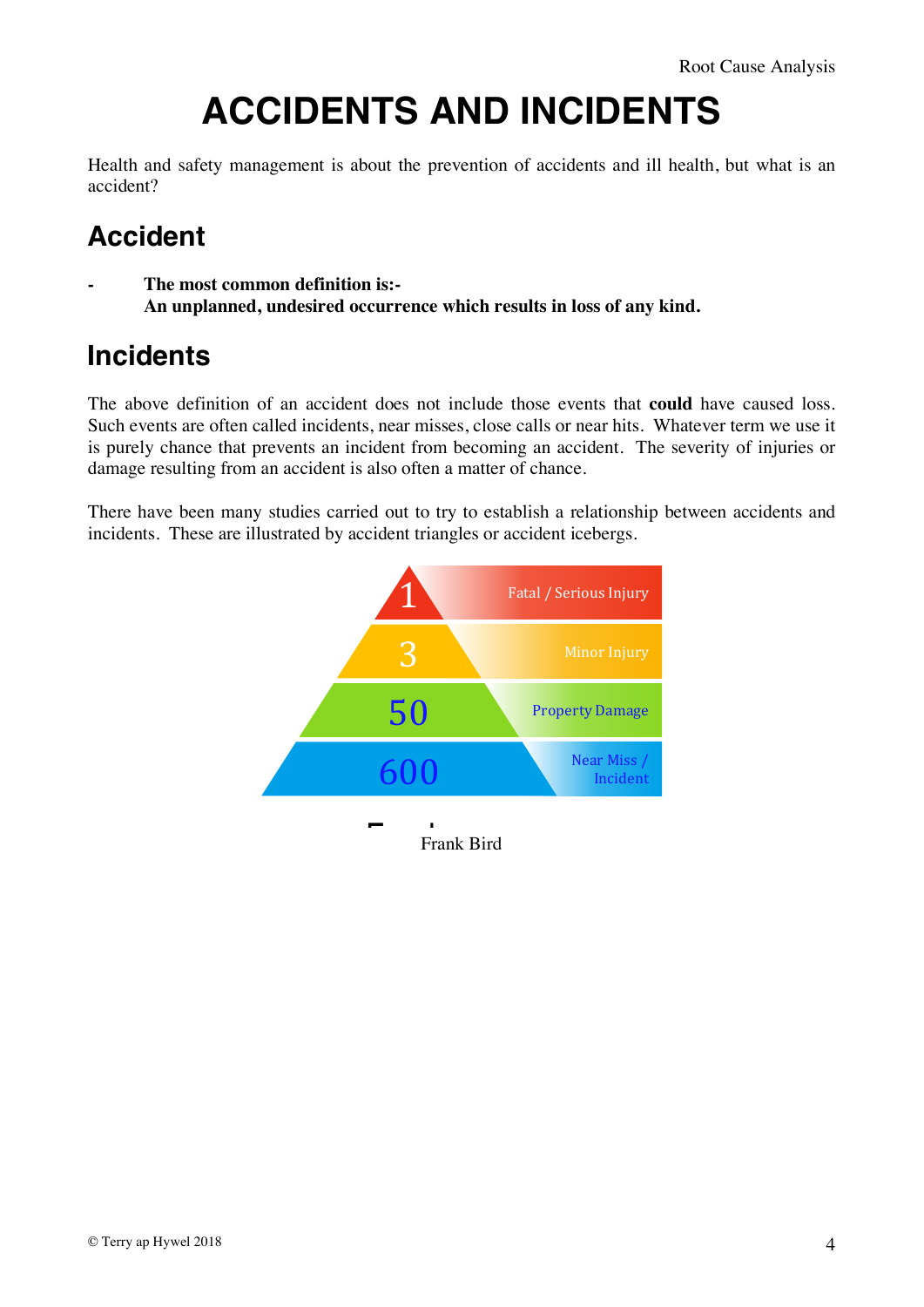# ACCIDENTS AND INCIDENTS

Health and safety management is about the prevention of accidents and ill health, but what is an accident?

## Accident

- **The most common definition is:-**
  **An unplanned, undesired occurrence which results in loss of any kind.**

## Incidents

The above definition of an accident does not include those events that **could** have caused loss. Such events are often called incidents, near misses, close calls or near hits. Whatever term we use it is purely chance that prevents an incident from becoming an accident. The severity of injuries or damage resulting from an accident is also often a matter of chance.

There have been many studies carried out to try to establish a relationship between accidents and incidents. These are illustrated by accident triangles or accident icebergs.

| Number | Category |
| --- | --- |
| 1 | Fatal / Serious Injury |
| 3 | Minor Injury |
| 50 | Property Damage |
| 600 | Near Miss / Incident |

Frank Bird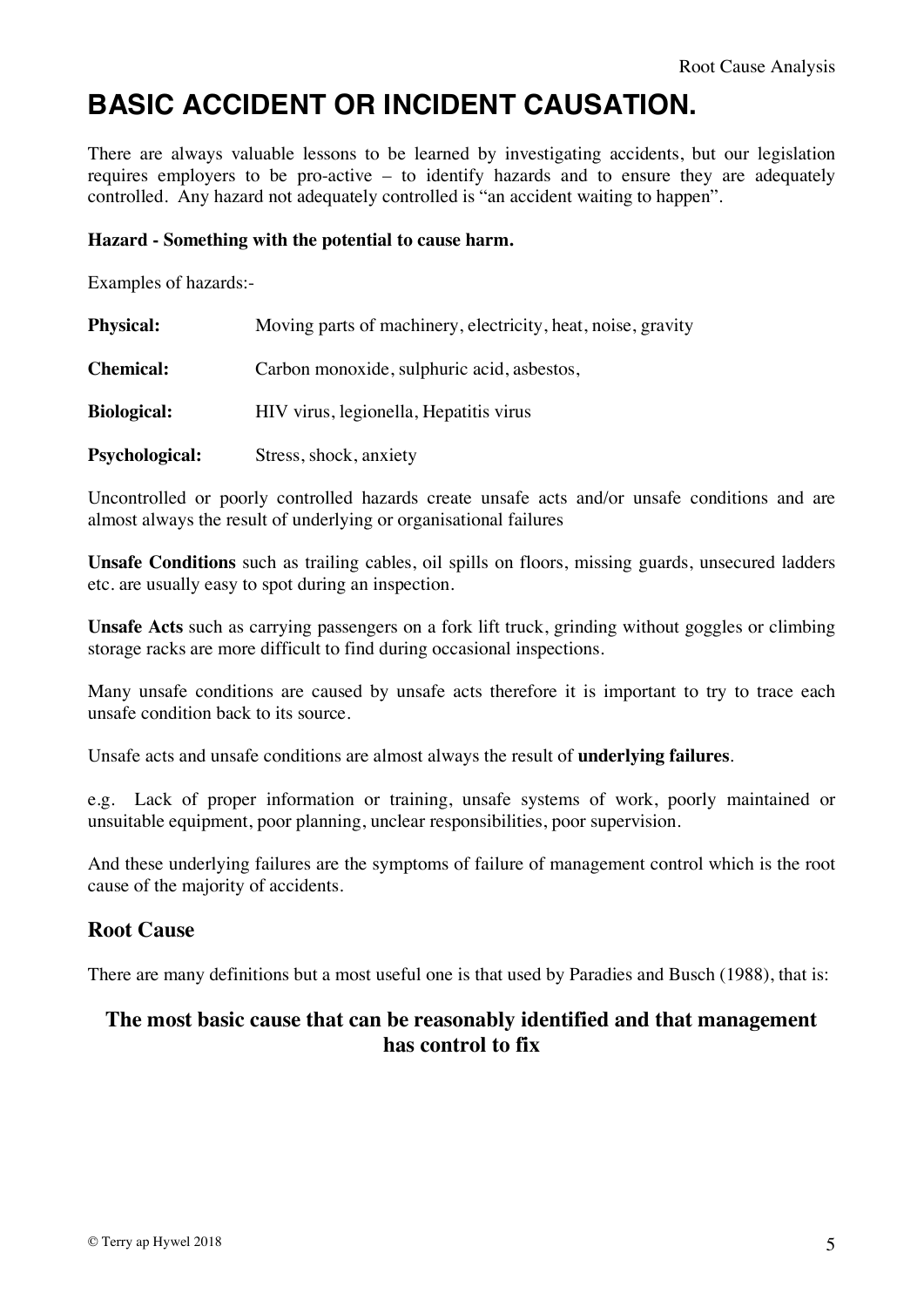# BASIC ACCIDENT OR INCIDENT CAUSATION.

There are always valuable lessons to be learned by investigating accidents, but our legislation requires employers to be pro-active – to identify hazards and to ensure they are adequately controlled. Any hazard not adequately controlled is "an accident waiting to happen".

**Hazard - Something with the potential to cause harm.**

Examples of hazards:-

| | |
|---|---|
| **Physical:** | Moving parts of machinery, electricity, heat, noise, gravity |
| **Chemical:** | Carbon monoxide, sulphuric acid, asbestos, |
| **Biological:** | HIV virus, legionella, Hepatitis virus |
| **Psychological:** | Stress, shock, anxiety |

Uncontrolled or poorly controlled hazards create unsafe acts and/or unsafe conditions and are almost always the result of underlying or organisational failures

**Unsafe Conditions** such as trailing cables, oil spills on floors, missing guards, unsecured ladders etc. are usually easy to spot during an inspection.

**Unsafe Acts** such as carrying passengers on a fork lift truck, grinding without goggles or climbing storage racks are more difficult to find during occasional inspections.

Many unsafe conditions are caused by unsafe acts therefore it is important to try to trace each unsafe condition back to its source.

Unsafe acts and unsafe conditions are almost always the result of **underlying failures**.

e.g. Lack of proper information or training, unsafe systems of work, poorly maintained or unsuitable equipment, poor planning, unclear responsibilities, poor supervision.

And these underlying failures are the symptoms of failure of management control which is the root cause of the majority of accidents.

## Root Cause

There are many definitions but a most useful one is that used by Paradies and Busch (1988), that is:

### The most basic cause that can be reasonably identified and that management has control to fix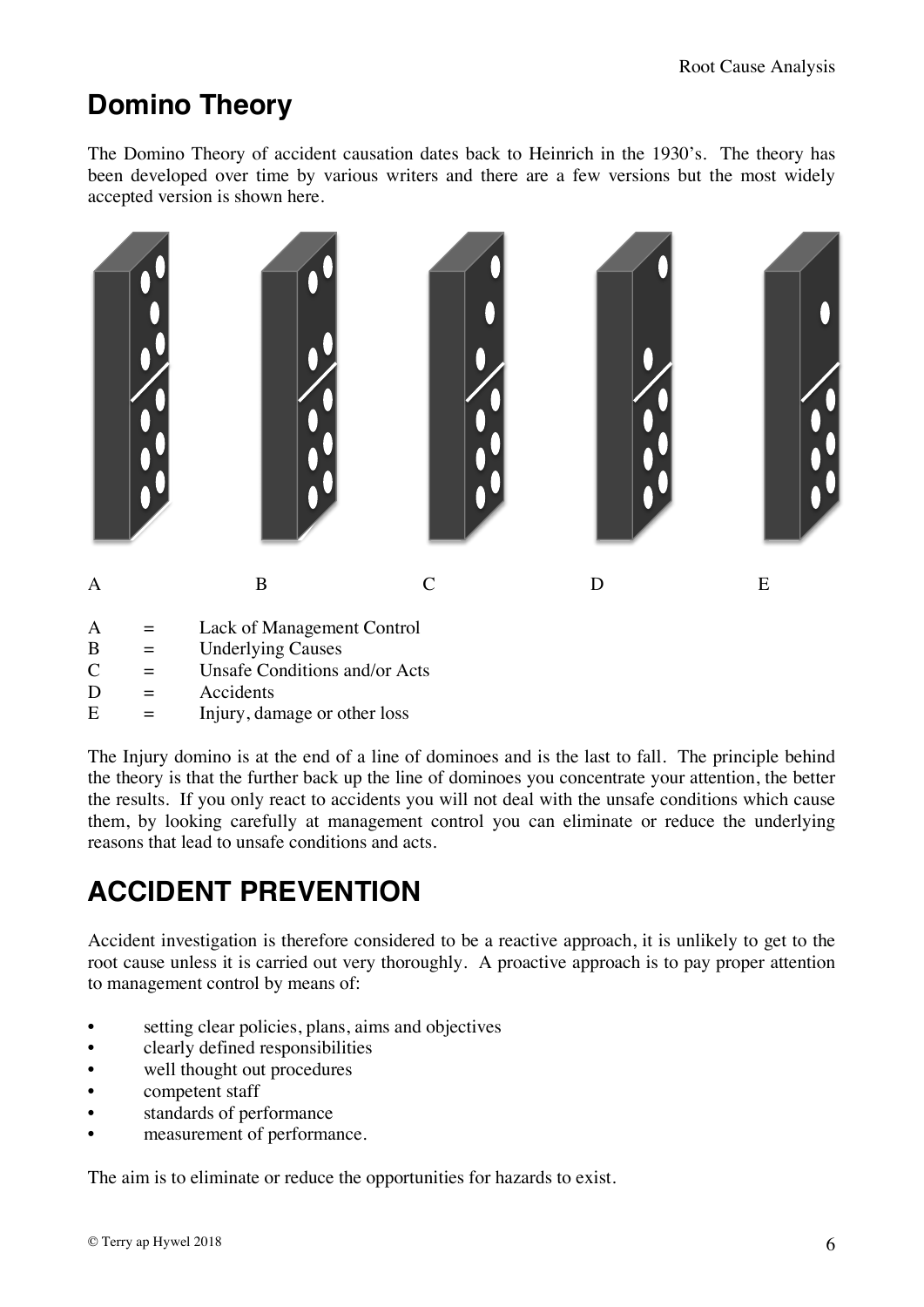# Domino Theory

The Domino Theory of accident causation dates back to Heinrich in the 1930's. The theory has been developed over time by various writers and there are a few versions but the most widely accepted version is shown here.

A B C D E

| | | |
|---|---|---|
| A | = | Lack of Management Control |
| B | = | Underlying Causes |
| C | = | Unsafe Conditions and/or Acts |
| D | = | Accidents |
| E | = | Injury, damage or other loss |

The Injury domino is at the end of a line of dominoes and is the last to fall. The principle behind the theory is that the further back up the line of dominoes you concentrate your attention, the better the results. If you only react to accidents you will not deal with the unsafe conditions which cause them, by looking carefully at management control you can eliminate or reduce the underlying reasons that lead to unsafe conditions and acts.

# ACCIDENT PREVENTION

Accident investigation is therefore considered to be a reactive approach, it is unlikely to get to the root cause unless it is carried out very thoroughly. A proactive approach is to pay proper attention to management control by means of:

- setting clear policies, plans, aims and objectives
- clearly defined responsibilities
- well thought out procedures
- competent staff
- standards of performance
- measurement of performance.

The aim is to eliminate or reduce the opportunities for hazards to exist.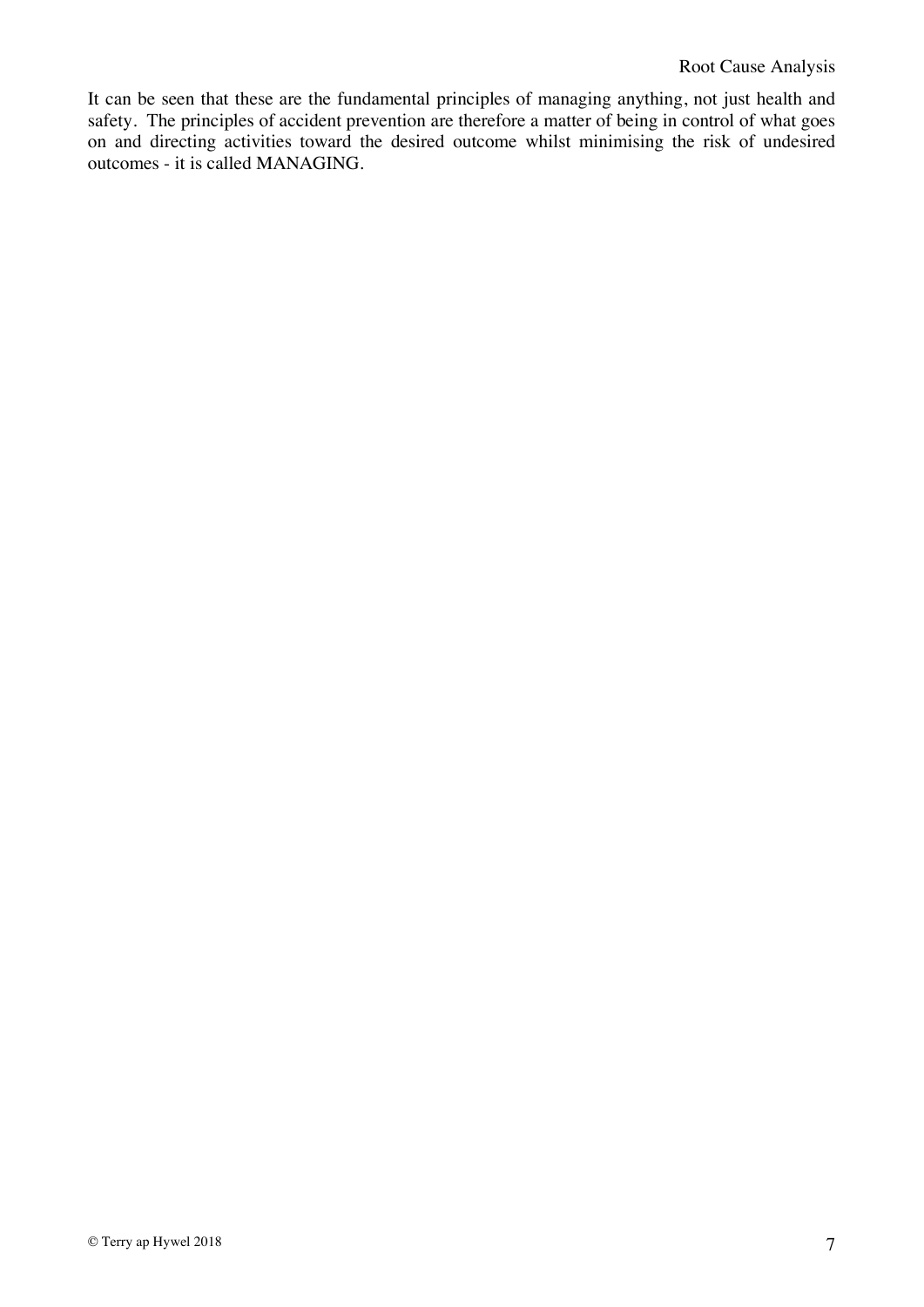It can be seen that these are the fundamental principles of managing anything, not just health and safety. The principles of accident prevention are therefore a matter of being in control of what goes on and directing activities toward the desired outcome whilst minimising the risk of undesired outcomes - it is called MANAGING.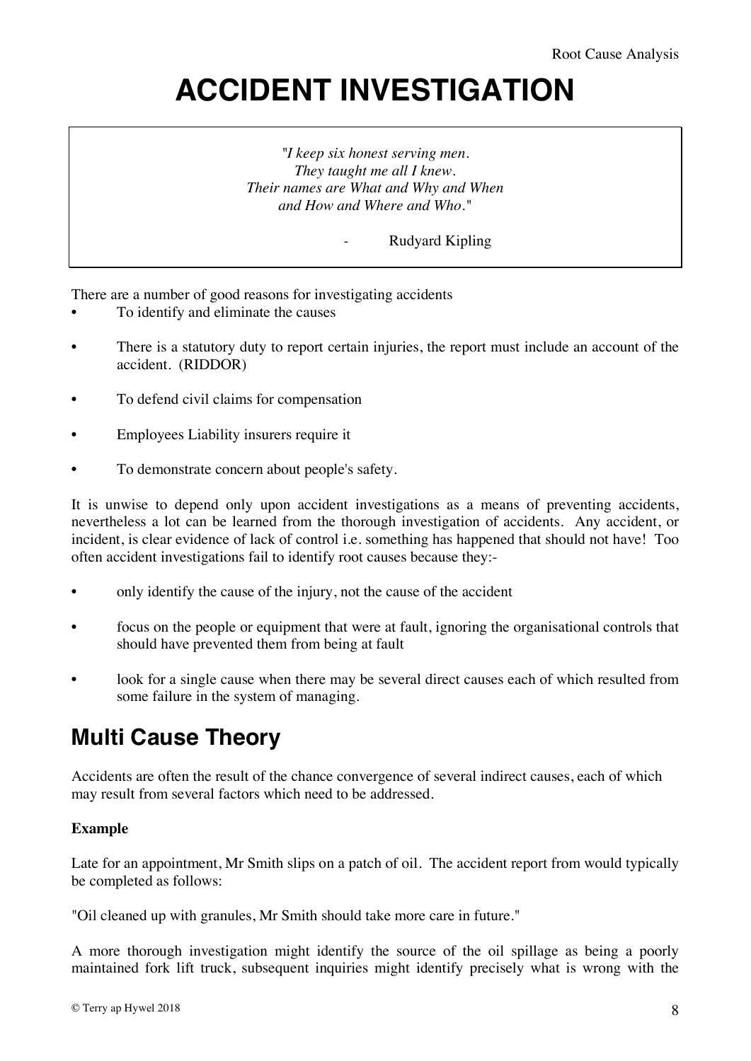# ACCIDENT INVESTIGATION

> *"I keep six honest serving men.*
> *They taught me all I knew.*
> *Their names are What and Why and When*
> *and How and Where and Who."*
>
> \- Rudyard Kipling

There are a number of good reasons for investigating accidents

- To identify and eliminate the causes
- There is a statutory duty to report certain injuries, the report must include an account of the accident. (RIDDOR)
- To defend civil claims for compensation
- Employees Liability insurers require it
- To demonstrate concern about people's safety.

It is unwise to depend only upon accident investigations as a means of preventing accidents, nevertheless a lot can be learned from the thorough investigation of accidents. Any accident, or incident, is clear evidence of lack of control i.e. something has happened that should not have! Too often accident investigations fail to identify root causes because they:-

- only identify the cause of the injury, not the cause of the accident
- focus on the people or equipment that were at fault, ignoring the organisational controls that should have prevented them from being at fault
- look for a single cause when there may be several direct causes each of which resulted from some failure in the system of managing.

## Multi Cause Theory

Accidents are often the result of the chance convergence of several indirect causes, each of which may result from several factors which need to be addressed.

**Example**

Late for an appointment, Mr Smith slips on a patch of oil. The accident report from would typically be completed as follows:

"Oil cleaned up with granules, Mr Smith should take more care in future."

A more thorough investigation might identify the source of the oil spillage as being a poorly maintained fork lift truck, subsequent inquiries might identify precisely what is wrong with the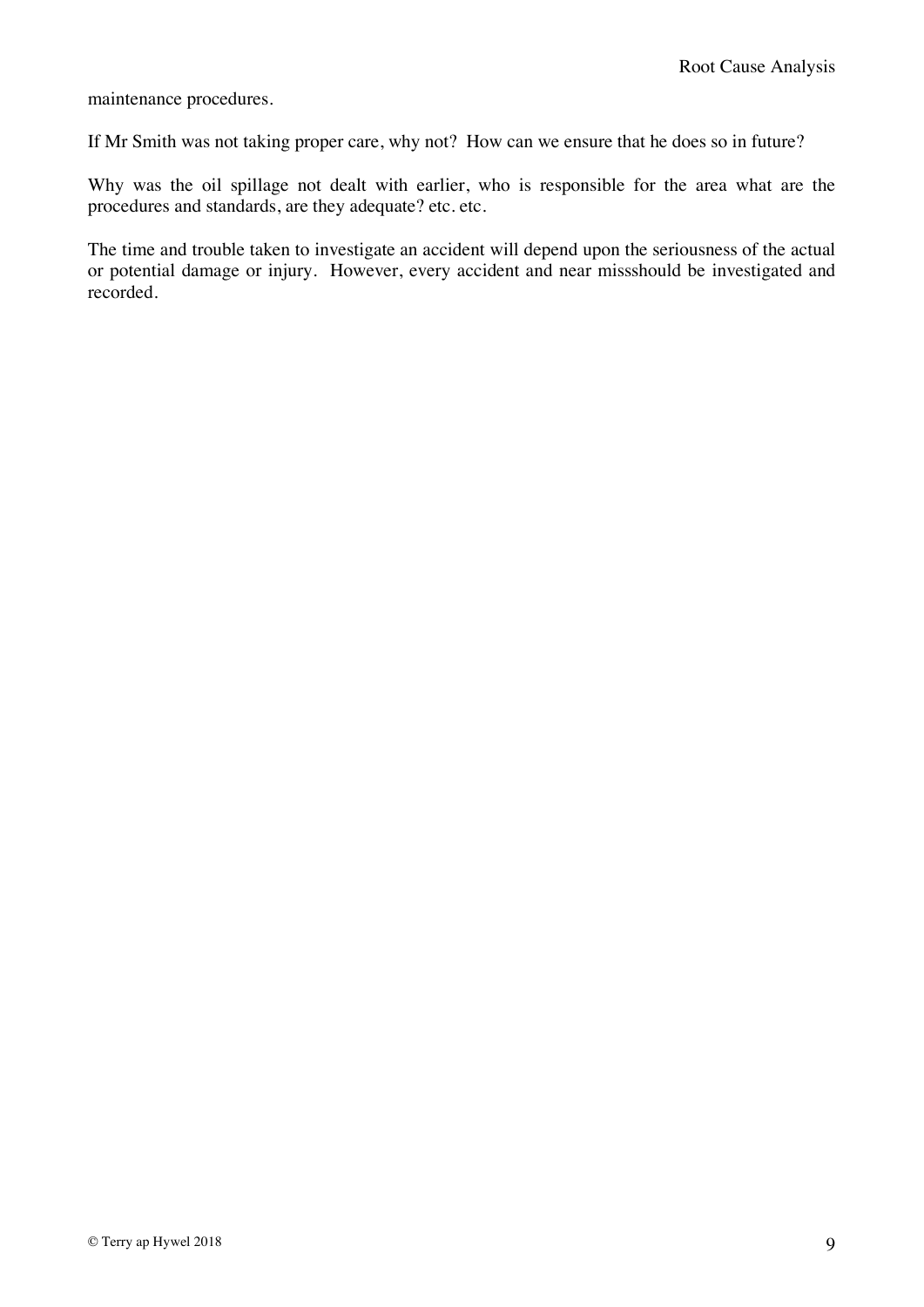maintenance procedures.

If Mr Smith was not taking proper care, why not? How can we ensure that he does so in future?

Why was the oil spillage not dealt with earlier, who is responsible for the area what are the procedures and standards, are they adequate? etc. etc.

The time and trouble taken to investigate an accident will depend upon the seriousness of the actual or potential damage or injury. However, every accident and near missshould be investigated and recorded.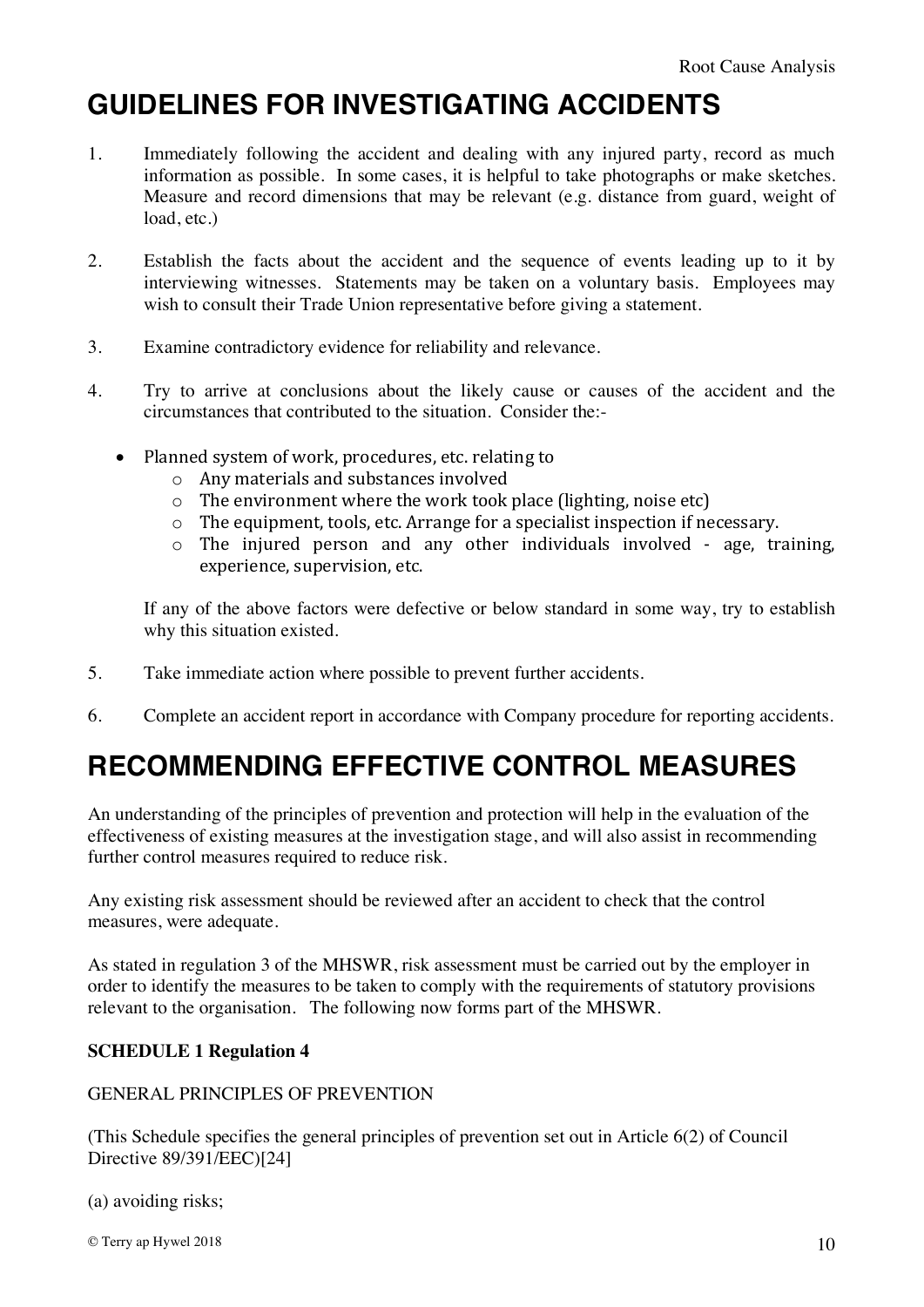# GUIDELINES FOR INVESTIGATING ACCIDENTS

1. Immediately following the accident and dealing with any injured party, record as much information as possible. In some cases, it is helpful to take photographs or make sketches. Measure and record dimensions that may be relevant (e.g. distance from guard, weight of load, etc.)

2. Establish the facts about the accident and the sequence of events leading up to it by interviewing witnesses. Statements may be taken on a voluntary basis. Employees may wish to consult their Trade Union representative before giving a statement.

3. Examine contradictory evidence for reliability and relevance.

4. Try to arrive at conclusions about the likely cause or causes of the accident and the circumstances that contributed to the situation. Consider the:-

   - Planned system of work, procedures, etc. relating to
     - Any materials and substances involved
     - The environment where the work took place (lighting, noise etc)
     - The equipment, tools, etc. Arrange for a specialist inspection if necessary.
     - The injured person and any other individuals involved - age, training, experience, supervision, etc.

   If any of the above factors were defective or below standard in some way, try to establish why this situation existed.

5. Take immediate action where possible to prevent further accidents.

6. Complete an accident report in accordance with Company procedure for reporting accidents.

# RECOMMENDING EFFECTIVE CONTROL MEASURES

An understanding of the principles of prevention and protection will help in the evaluation of the effectiveness of existing measures at the investigation stage, and will also assist in recommending further control measures required to reduce risk.

Any existing risk assessment should be reviewed after an accident to check that the control measures, were adequate.

As stated in regulation 3 of the MHSWR, risk assessment must be carried out by the employer in order to identify the measures to be taken to comply with the requirements of statutory provisions relevant to the organisation. The following now forms part of the MHSWR.

**SCHEDULE 1 Regulation 4**

GENERAL PRINCIPLES OF PREVENTION

(This Schedule specifies the general principles of prevention set out in Article 6(2) of Council Directive 89/391/EEC)[24]

(a) avoiding risks;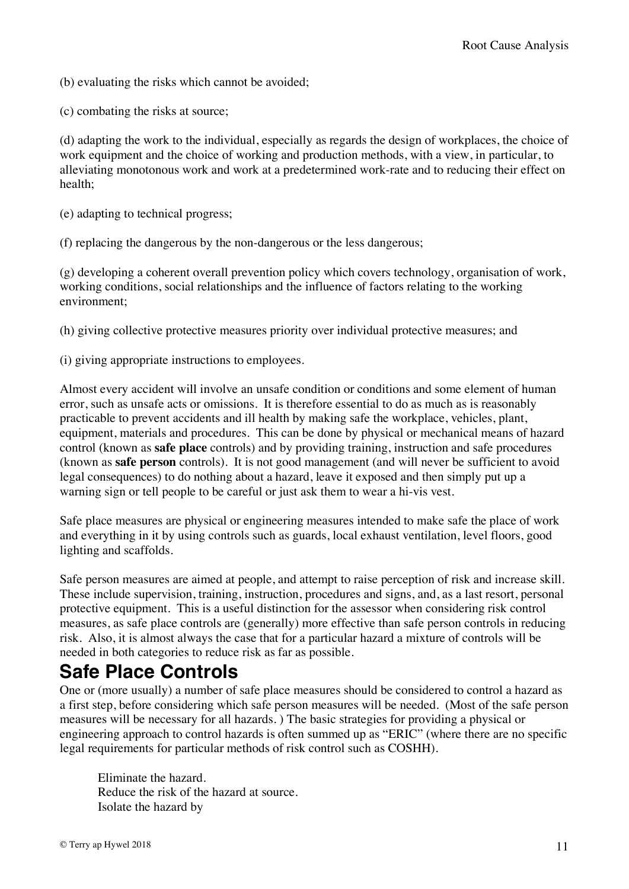(b) evaluating the risks which cannot be avoided;

(c) combating the risks at source;

(d) adapting the work to the individual, especially as regards the design of workplaces, the choice of work equipment and the choice of working and production methods, with a view, in particular, to alleviating monotonous work and work at a predetermined work-rate and to reducing their effect on health;

(e) adapting to technical progress;

(f) replacing the dangerous by the non-dangerous or the less dangerous;

(g) developing a coherent overall prevention policy which covers technology, organisation of work, working conditions, social relationships and the influence of factors relating to the working environment;

(h) giving collective protective measures priority over individual protective measures; and

(i) giving appropriate instructions to employees.

Almost every accident will involve an unsafe condition or conditions and some element of human error, such as unsafe acts or omissions. It is therefore essential to do as much as is reasonably practicable to prevent accidents and ill health by making safe the workplace, vehicles, plant, equipment, materials and procedures. This can be done by physical or mechanical means of hazard control (known as **safe place** controls) and by providing training, instruction and safe procedures (known as **safe person** controls). It is not good management (and will never be sufficient to avoid legal consequences) to do nothing about a hazard, leave it exposed and then simply put up a warning sign or tell people to be careful or just ask them to wear a hi-vis vest.

Safe place measures are physical or engineering measures intended to make safe the place of work and everything in it by using controls such as guards, local exhaust ventilation, level floors, good lighting and scaffolds.

Safe person measures are aimed at people, and attempt to raise perception of risk and increase skill. These include supervision, training, instruction, procedures and signs, and, as a last resort, personal protective equipment. This is a useful distinction for the assessor when considering risk control measures, as safe place controls are (generally) more effective than safe person controls in reducing risk. Also, it is almost always the case that for a particular hazard a mixture of controls will be needed in both categories to reduce risk as far as possible.

## Safe Place Controls

One or (more usually) a number of safe place measures should be considered to control a hazard as a first step, before considering which safe person measures will be needed. (Most of the safe person measures will be necessary for all hazards. ) The basic strategies for providing a physical or engineering approach to control hazards is often summed up as "ERIC" (where there are no specific legal requirements for particular methods of risk control such as COSHH).

Eliminate the hazard.
Reduce the risk of the hazard at source.
Isolate the hazard by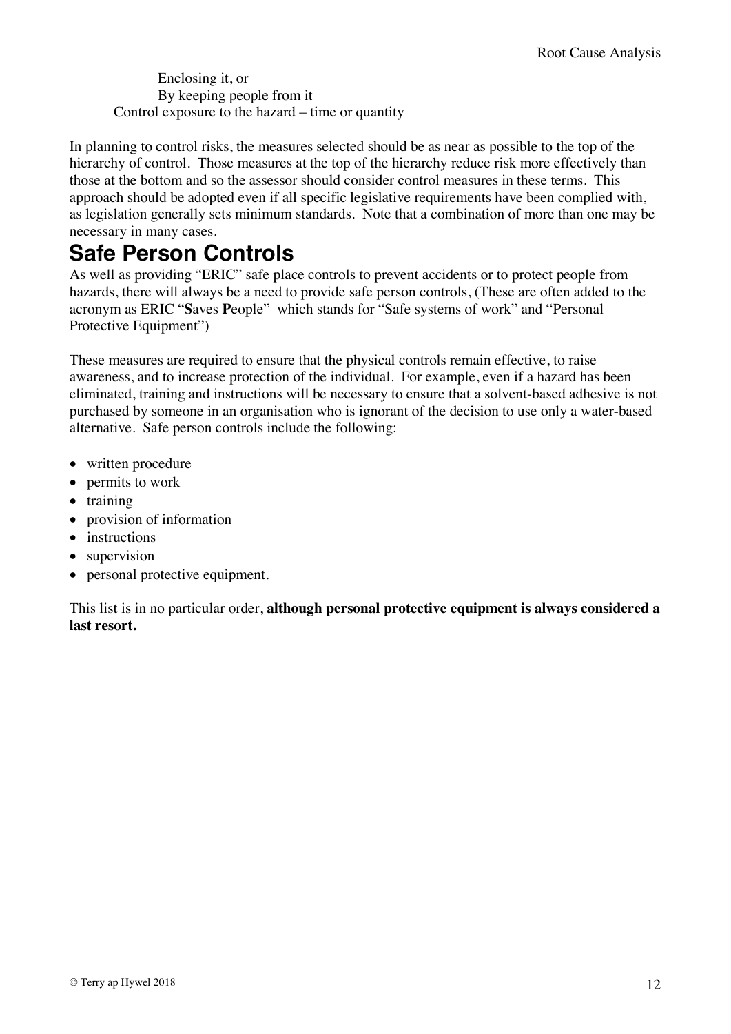Enclosing it, or
By keeping people from it
Control exposure to the hazard – time or quantity

In planning to control risks, the measures selected should be as near as possible to the top of the hierarchy of control. Those measures at the top of the hierarchy reduce risk more effectively than those at the bottom and so the assessor should consider control measures in these terms. This approach should be adopted even if all specific legislative requirements have been complied with, as legislation generally sets minimum standards. Note that a combination of more than one may be necessary in many cases.

## Safe Person Controls

As well as providing "ERIC" safe place controls to prevent accidents or to protect people from hazards, there will always be a need to provide safe person controls, (These are often added to the acronym as ERIC "**S**aves **P**eople" which stands for "Safe systems of work" and "Personal Protective Equipment")

These measures are required to ensure that the physical controls remain effective, to raise awareness, and to increase protection of the individual. For example, even if a hazard has been eliminated, training and instructions will be necessary to ensure that a solvent-based adhesive is not purchased by someone in an organisation who is ignorant of the decision to use only a water-based alternative. Safe person controls include the following:

- written procedure
- permits to work
- training
- provision of information
- instructions
- supervision
- personal protective equipment.

This list is in no particular order, **although personal protective equipment is always considered a last resort.**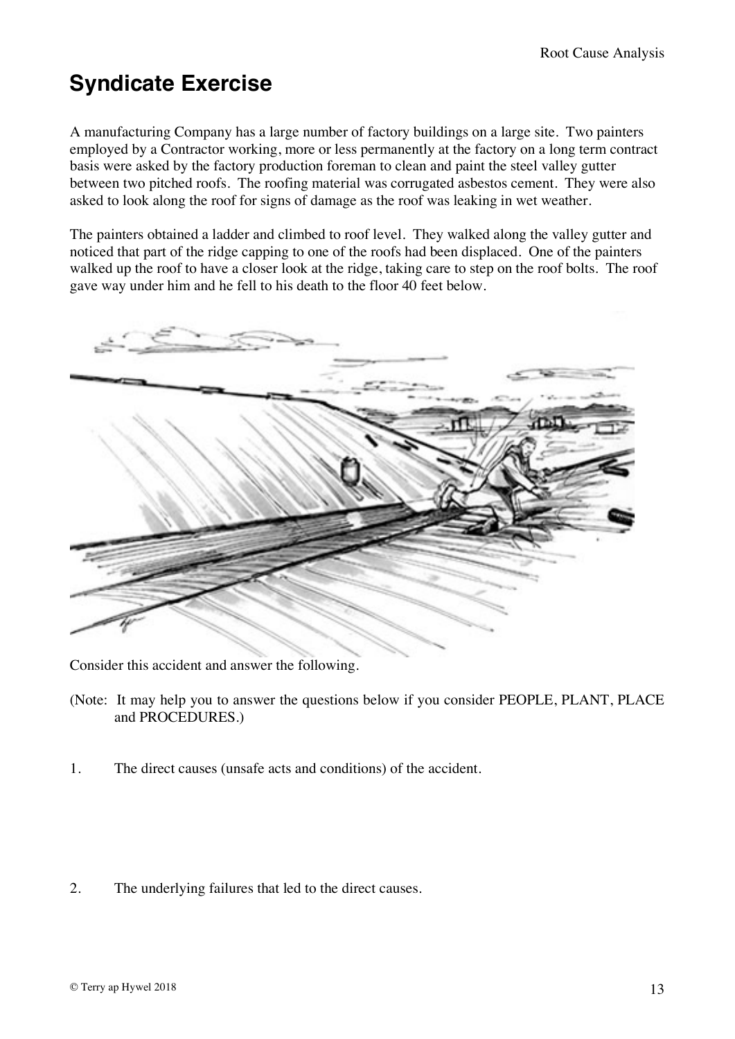# Syndicate Exercise

A manufacturing Company has a large number of factory buildings on a large site. Two painters employed by a Contractor working, more or less permanently at the factory on a long term contract basis were asked by the factory production foreman to clean and paint the steel valley gutter between two pitched roofs. The roofing material was corrugated asbestos cement. They were also asked to look along the roof for signs of damage as the roof was leaking in wet weather.

The painters obtained a ladder and climbed to roof level. They walked along the valley gutter and noticed that part of the ridge capping to one of the roofs had been displaced. One of the painters walked up the roof to have a closer look at the ridge, taking care to step on the roof bolts. The roof gave way under him and he fell to his death to the floor 40 feet below.

Consider this accident and answer the following.

(Note: It may help you to answer the questions below if you consider PEOPLE, PLANT, PLACE and PROCEDURES.)

1. The direct causes (unsafe acts and conditions) of the accident.

2. The underlying failures that led to the direct causes.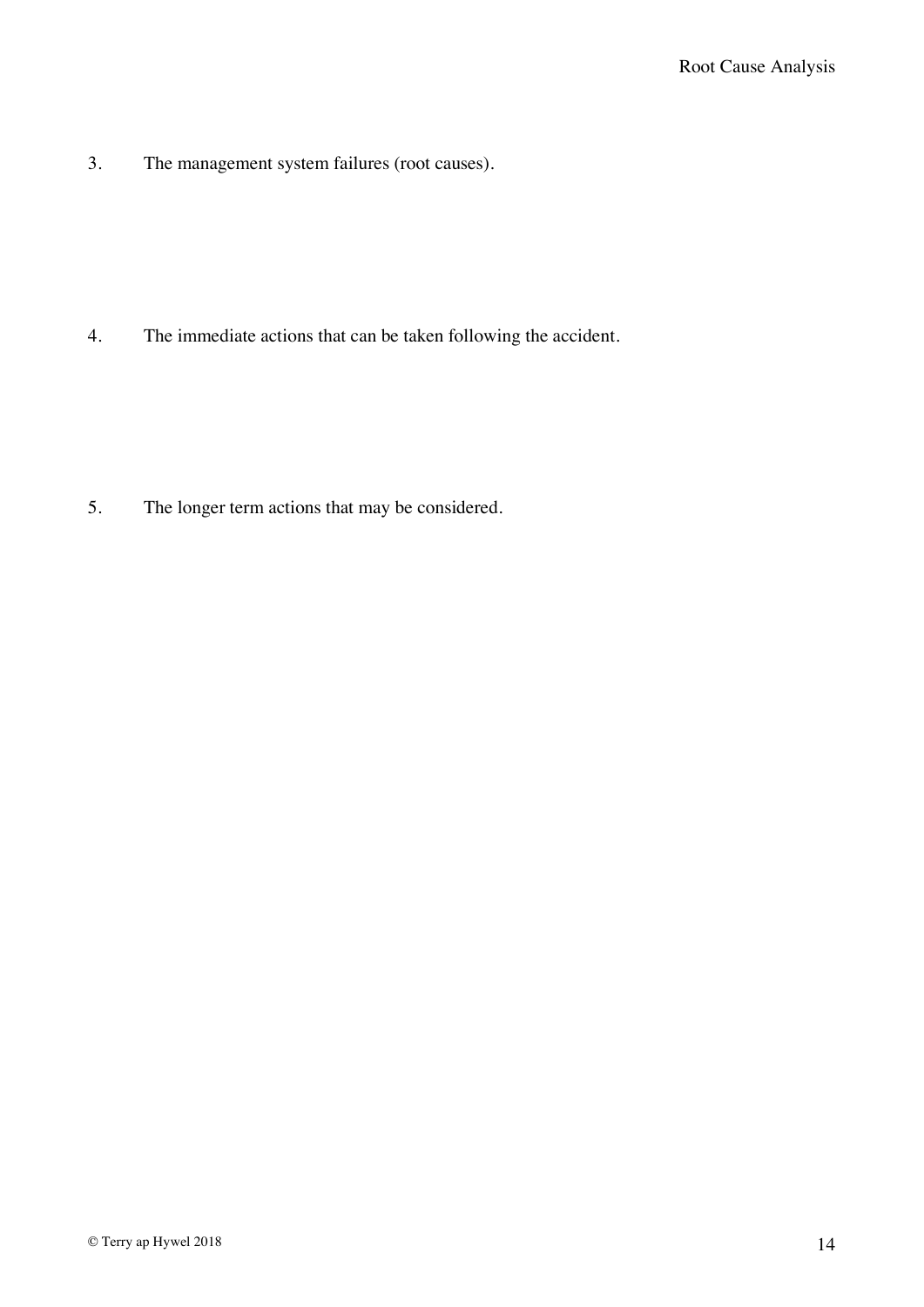3. The management system failures (root causes).

4. The immediate actions that can be taken following the accident.

5. The longer term actions that may be considered.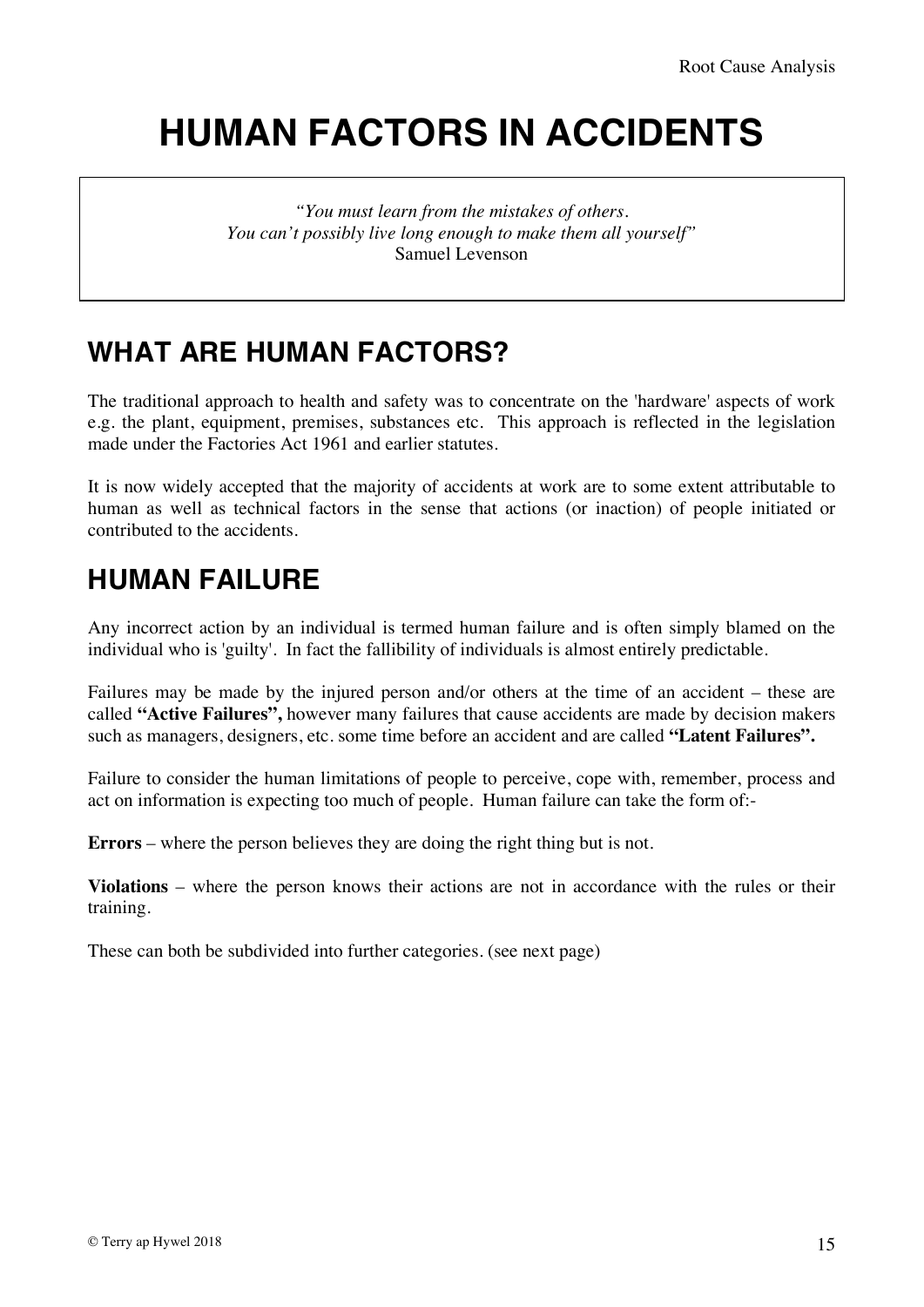# HUMAN FACTORS IN ACCIDENTS

> *"You must learn from the mistakes of others.*
> *You can't possibly live long enough to make them all yourself"*
> Samuel Levenson

## WHAT ARE HUMAN FACTORS?

The traditional approach to health and safety was to concentrate on the 'hardware' aspects of work e.g. the plant, equipment, premises, substances etc. This approach is reflected in the legislation made under the Factories Act 1961 and earlier statutes.

It is now widely accepted that the majority of accidents at work are to some extent attributable to human as well as technical factors in the sense that actions (or inaction) of people initiated or contributed to the accidents.

## HUMAN FAILURE

Any incorrect action by an individual is termed human failure and is often simply blamed on the individual who is 'guilty'. In fact the fallibility of individuals is almost entirely predictable.

Failures may be made by the injured person and/or others at the time of an accident – these are called **"Active Failures",** however many failures that cause accidents are made by decision makers such as managers, designers, etc. some time before an accident and are called **"Latent Failures".**

Failure to consider the human limitations of people to perceive, cope with, remember, process and act on information is expecting too much of people. Human failure can take the form of:-

**Errors** – where the person believes they are doing the right thing but is not.

**Violations** – where the person knows their actions are not in accordance with the rules or their training.

These can both be subdivided into further categories. (see next page)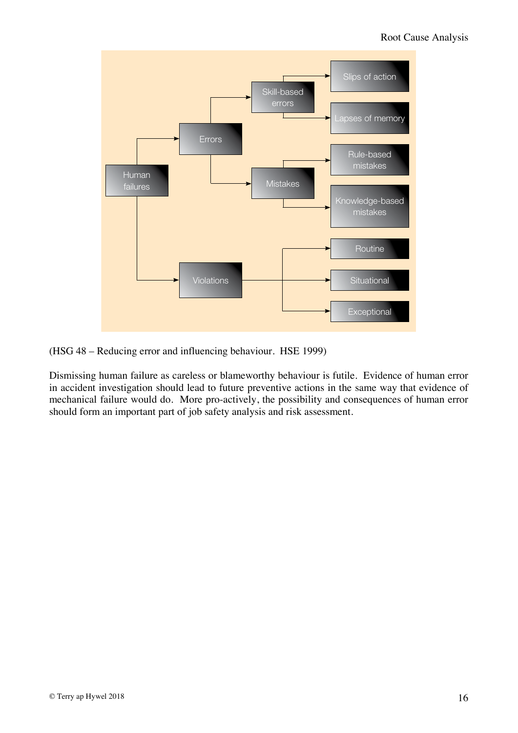Human failures
- Errors
  - Skill-based errors
    - Slips of action
    - Lapses of memory
  - Mistakes
    - Rule-based mistakes
    - Knowledge-based mistakes
- Violations
  - Routine
  - Situational
  - Exceptional

(HSG 48 – Reducing error and influencing behaviour. HSE 1999)

Dismissing human failure as careless or blameworthy behaviour is futile. Evidence of human error in accident investigation should lead to future preventive actions in the same way that evidence of mechanical failure would do. More pro-actively, the possibility and consequences of human error should form an important part of job safety analysis and risk assessment.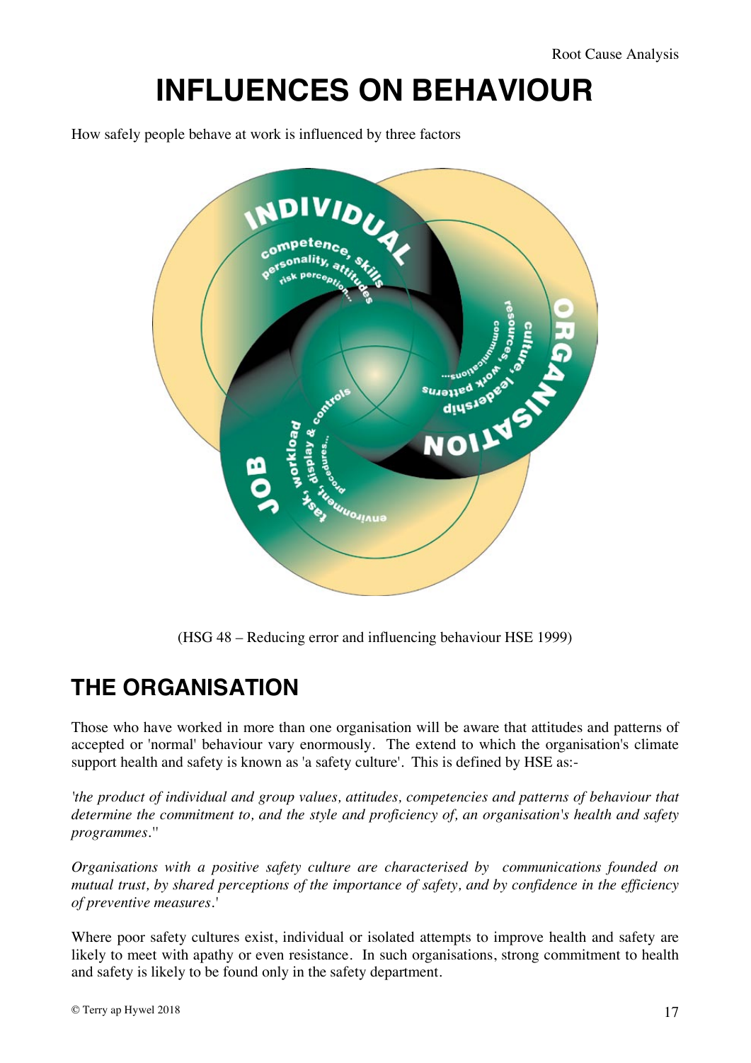# INFLUENCES ON BEHAVIOUR

How safely people behave at work is influenced by three factors

(HSG 48 – Reducing error and influencing behaviour HSE 1999)

## THE ORGANISATION

Those who have worked in more than one organisation will be aware that attitudes and patterns of accepted or 'normal' behaviour vary enormously. The extend to which the organisation's climate support health and safety is known as 'a safety culture'. This is defined by HSE as:-

*'the product of individual and group values, attitudes, competencies and patterns of behaviour that determine the commitment to, and the style and proficiency of, an organisation's health and safety programmes.''*

*Organisations with a positive safety culture are characterised by communications founded on mutual trust, by shared perceptions of the importance of safety, and by confidence in the efficiency of preventive measures.'*

Where poor safety cultures exist, individual or isolated attempts to improve health and safety are likely to meet with apathy or even resistance. In such organisations, strong commitment to health and safety is likely to be found only in the safety department.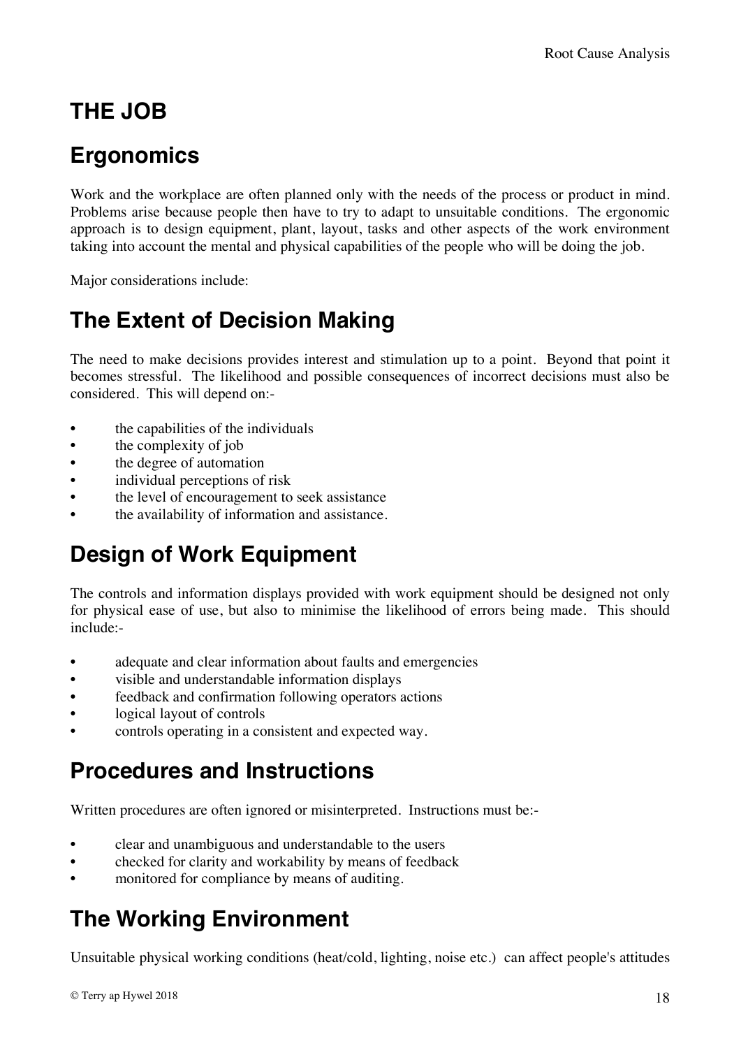# THE JOB

## Ergonomics

Work and the workplace are often planned only with the needs of the process or product in mind. Problems arise because people then have to try to adapt to unsuitable conditions. The ergonomic approach is to design equipment, plant, layout, tasks and other aspects of the work environment taking into account the mental and physical capabilities of the people who will be doing the job.

Major considerations include:

## The Extent of Decision Making

The need to make decisions provides interest and stimulation up to a point. Beyond that point it becomes stressful. The likelihood and possible consequences of incorrect decisions must also be considered. This will depend on:-

- the capabilities of the individuals
- the complexity of job
- the degree of automation
- individual perceptions of risk
- the level of encouragement to seek assistance
- the availability of information and assistance.

## Design of Work Equipment

The controls and information displays provided with work equipment should be designed not only for physical ease of use, but also to minimise the likelihood of errors being made. This should include:-

- adequate and clear information about faults and emergencies
- visible and understandable information displays
- feedback and confirmation following operators actions
- logical layout of controls
- controls operating in a consistent and expected way.

## Procedures and Instructions

Written procedures are often ignored or misinterpreted. Instructions must be:-

- clear and unambiguous and understandable to the users
- checked for clarity and workability by means of feedback
- monitored for compliance by means of auditing.

## The Working Environment

Unsuitable physical working conditions (heat/cold, lighting, noise etc.) can affect people's attitudes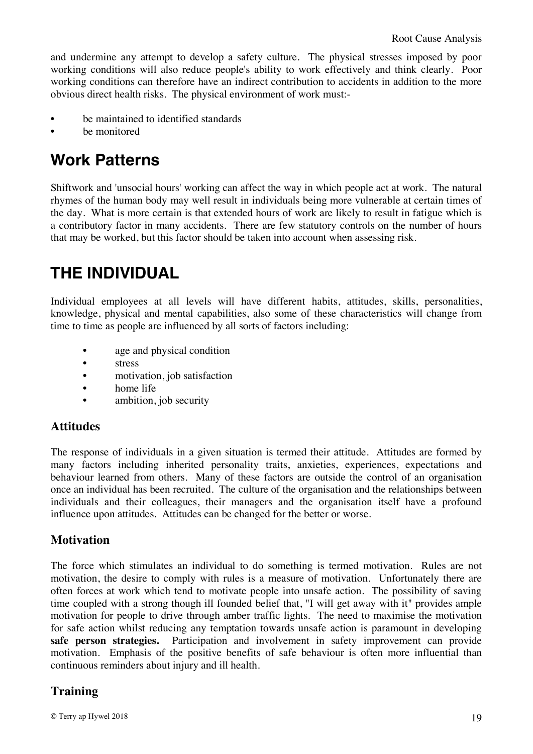and undermine any attempt to develop a safety culture. The physical stresses imposed by poor working conditions will also reduce people's ability to work effectively and think clearly. Poor working conditions can therefore have an indirect contribution to accidents in addition to the more obvious direct health risks. The physical environment of work must:-

- be maintained to identified standards
- be monitored

## Work Patterns

Shiftwork and 'unsocial hours' working can affect the way in which people act at work. The natural rhymes of the human body may well result in individuals being more vulnerable at certain times of the day. What is more certain is that extended hours of work are likely to result in fatigue which is a contributory factor in many accidents. There are few statutory controls on the number of hours that may be worked, but this factor should be taken into account when assessing risk.

# THE INDIVIDUAL

Individual employees at all levels will have different habits, attitudes, skills, personalities, knowledge, physical and mental capabilities, also some of these characteristics will change from time to time as people are influenced by all sorts of factors including:

- age and physical condition
- stress
- motivation, job satisfaction
- home life
- ambition, job security

### Attitudes

The response of individuals in a given situation is termed their attitude. Attitudes are formed by many factors including inherited personality traits, anxieties, experiences, expectations and behaviour learned from others. Many of these factors are outside the control of an organisation once an individual has been recruited. The culture of the organisation and the relationships between individuals and their colleagues, their managers and the organisation itself have a profound influence upon attitudes. Attitudes can be changed for the better or worse.

### Motivation

The force which stimulates an individual to do something is termed motivation. Rules are not motivation, the desire to comply with rules is a measure of motivation. Unfortunately there are often forces at work which tend to motivate people into unsafe action. The possibility of saving time coupled with a strong though ill founded belief that, "I will get away with it" provides ample motivation for people to drive through amber traffic lights. The need to maximise the motivation for safe action whilst reducing any temptation towards unsafe action is paramount in developing **safe person strategies.** Participation and involvement in safety improvement can provide motivation. Emphasis of the positive benefits of safe behaviour is often more influential than continuous reminders about injury and ill health.

### Training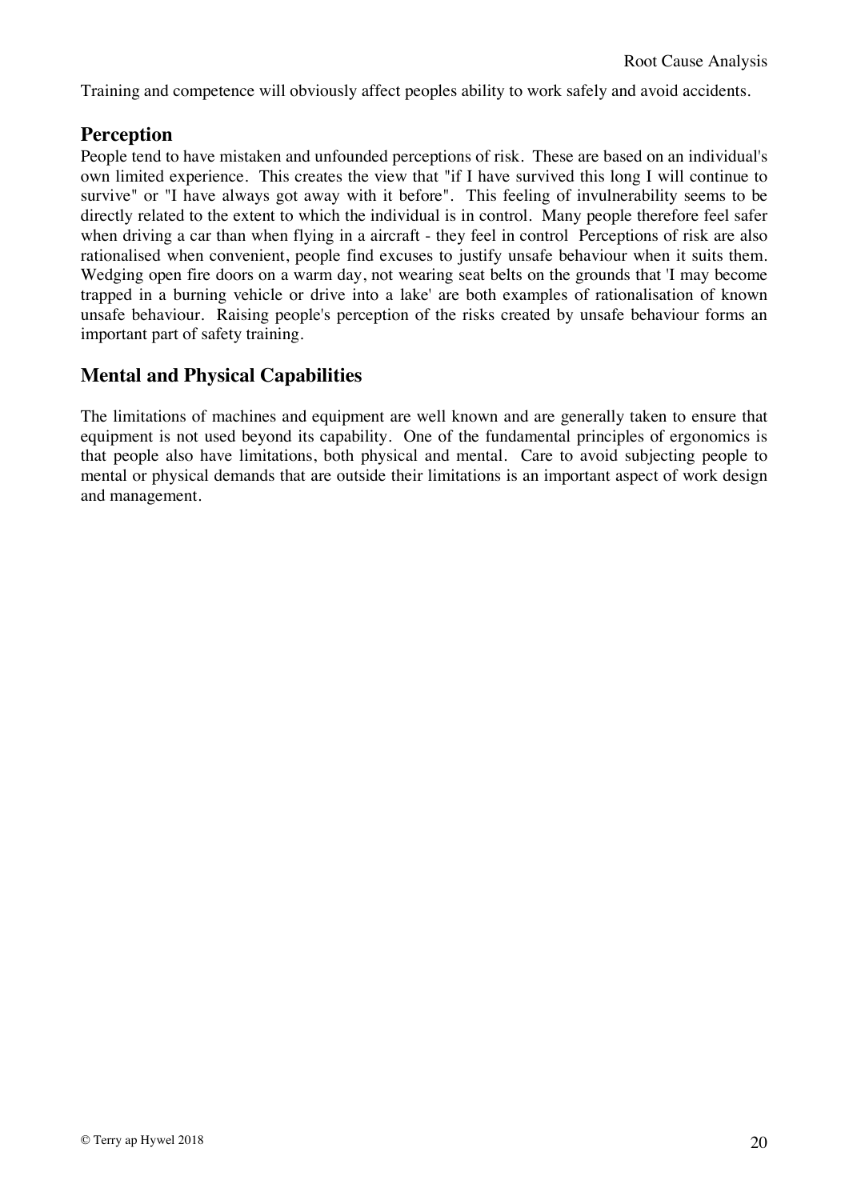Training and competence will obviously affect peoples ability to work safely and avoid accidents.

## Perception

People tend to have mistaken and unfounded perceptions of risk. These are based on an individual's own limited experience. This creates the view that "if I have survived this long I will continue to survive" or "I have always got away with it before". This feeling of invulnerability seems to be directly related to the extent to which the individual is in control. Many people therefore feel safer when driving a car than when flying in a aircraft - they feel in control Perceptions of risk are also rationalised when convenient, people find excuses to justify unsafe behaviour when it suits them. Wedging open fire doors on a warm day, not wearing seat belts on the grounds that 'I may become trapped in a burning vehicle or drive into a lake' are both examples of rationalisation of known unsafe behaviour. Raising people's perception of the risks created by unsafe behaviour forms an important part of safety training.

## Mental and Physical Capabilities

The limitations of machines and equipment are well known and are generally taken to ensure that equipment is not used beyond its capability. One of the fundamental principles of ergonomics is that people also have limitations, both physical and mental. Care to avoid subjecting people to mental or physical demands that are outside their limitations is an important aspect of work design and management.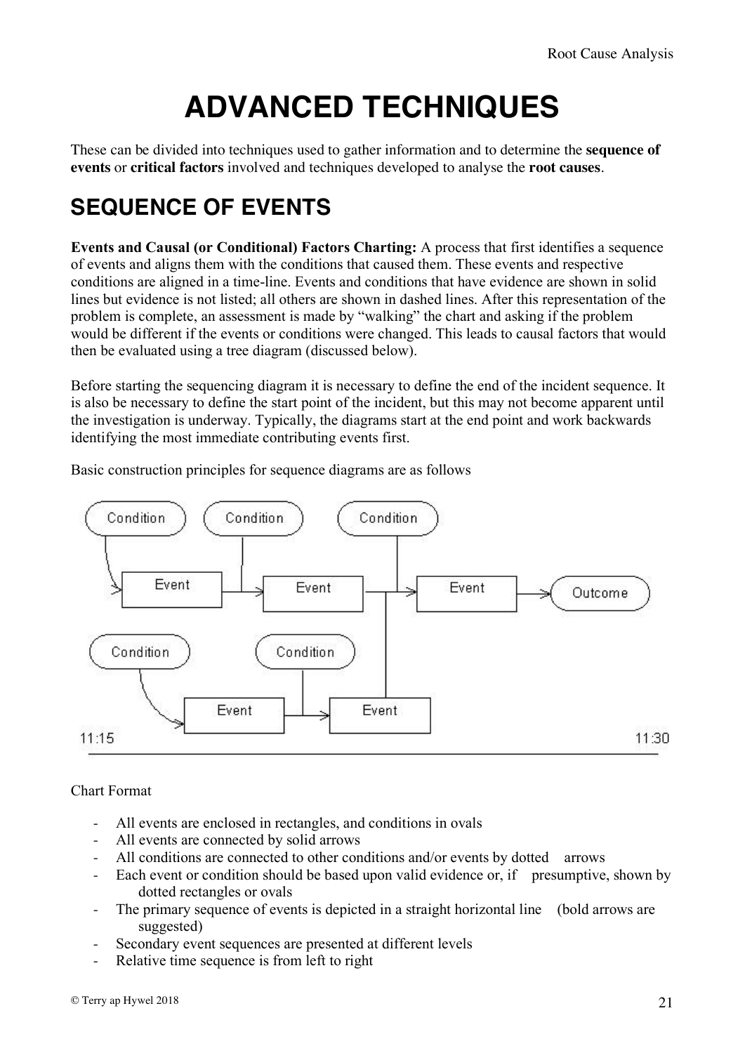# ADVANCED TECHNIQUES

These can be divided into techniques used to gather information and to determine the **sequence of events** or **critical factors** involved and techniques developed to analyse the **root causes**.

## SEQUENCE OF EVENTS

**Events and Causal (or Conditional) Factors Charting:** A process that first identifies a sequence of events and aligns them with the conditions that caused them. These events and respective conditions are aligned in a time-line. Events and conditions that have evidence are shown in solid lines but evidence is not listed; all others are shown in dashed lines. After this representation of the problem is complete, an assessment is made by "walking" the chart and asking if the problem would be different if the events or conditions were changed. This leads to causal factors that would then be evaluated using a tree diagram (discussed below).

Before starting the sequencing diagram it is necessary to define the end of the incident sequence. It is also be necessary to define the start point of the incident, but this may not become apparent until the investigation is underway. Typically, the diagrams start at the end point and work backwards identifying the most immediate contributing events first.

Basic construction principles for sequence diagrams are as follows

Chart Format

- All events are enclosed in rectangles, and conditions in ovals
- All events are connected by solid arrows
- All conditions are connected to other conditions and/or events by dotted arrows
- Each event or condition should be based upon valid evidence or, if presumptive, shown by dotted rectangles or ovals
- The primary sequence of events is depicted in a straight horizontal line (bold arrows are suggested)
- Secondary event sequences are presented at different levels
- Relative time sequence is from left to right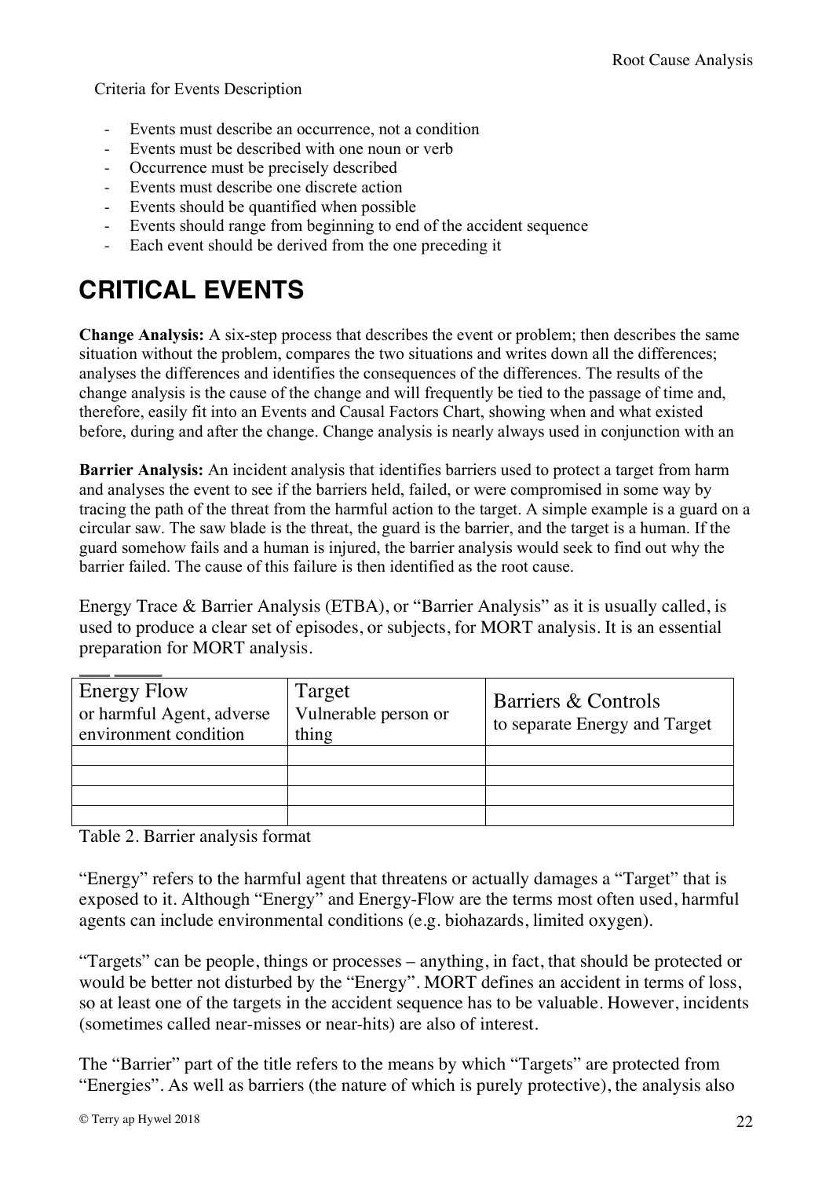Criteria for Events Description

- Events must describe an occurrence, not a condition
- Events must be described with one noun or verb
- Occurrence must be precisely described
- Events must describe one discrete action
- Events should be quantified when possible
- Events should range from beginning to end of the accident sequence
- Each event should be derived from the one preceding it

# CRITICAL EVENTS

**Change Analysis:** A six-step process that describes the event or problem; then describes the same situation without the problem, compares the two situations and writes down all the differences; analyses the differences and identifies the consequences of the differences. The results of the change analysis is the cause of the change and will frequently be tied to the passage of time and, therefore, easily fit into an Events and Causal Factors Chart, showing when and what existed before, during and after the change. Change analysis is nearly always used in conjunction with an

**Barrier Analysis:** An incident analysis that identifies barriers used to protect a target from harm and analyses the event to see if the barriers held, failed, or were compromised in some way by tracing the path of the threat from the harmful action to the target. A simple example is a guard on a circular saw. The saw blade is the threat, the guard is the barrier, and the target is a human. If the guard somehow fails and a human is injured, the barrier analysis would seek to find out why the barrier failed. The cause of this failure is then identified as the root cause.

Energy Trace & Barrier Analysis (ETBA), or "Barrier Analysis" as it is usually called, is used to produce a clear set of episodes, or subjects, for MORT analysis. It is an essential preparation for MORT analysis.

| Energy Flow or harmful Agent, adverse environment condition | Target Vulnerable person or thing | Barriers & Controls to separate Energy and Target |
|---|---|---|
| | | |
| | | |
| | | |
| | | |

Table 2. Barrier analysis format

"Energy" refers to the harmful agent that threatens or actually damages a "Target" that is exposed to it. Although "Energy" and Energy-Flow are the terms most often used, harmful agents can include environmental conditions (e.g. biohazards, limited oxygen).

"Targets" can be people, things or processes – anything, in fact, that should be protected or would be better not disturbed by the "Energy". MORT defines an accident in terms of loss, so at least one of the targets in the accident sequence has to be valuable. However, incidents (sometimes called near-misses or near-hits) are also of interest.

The "Barrier" part of the title refers to the means by which "Targets" are protected from "Energies". As well as barriers (the nature of which is purely protective), the analysis also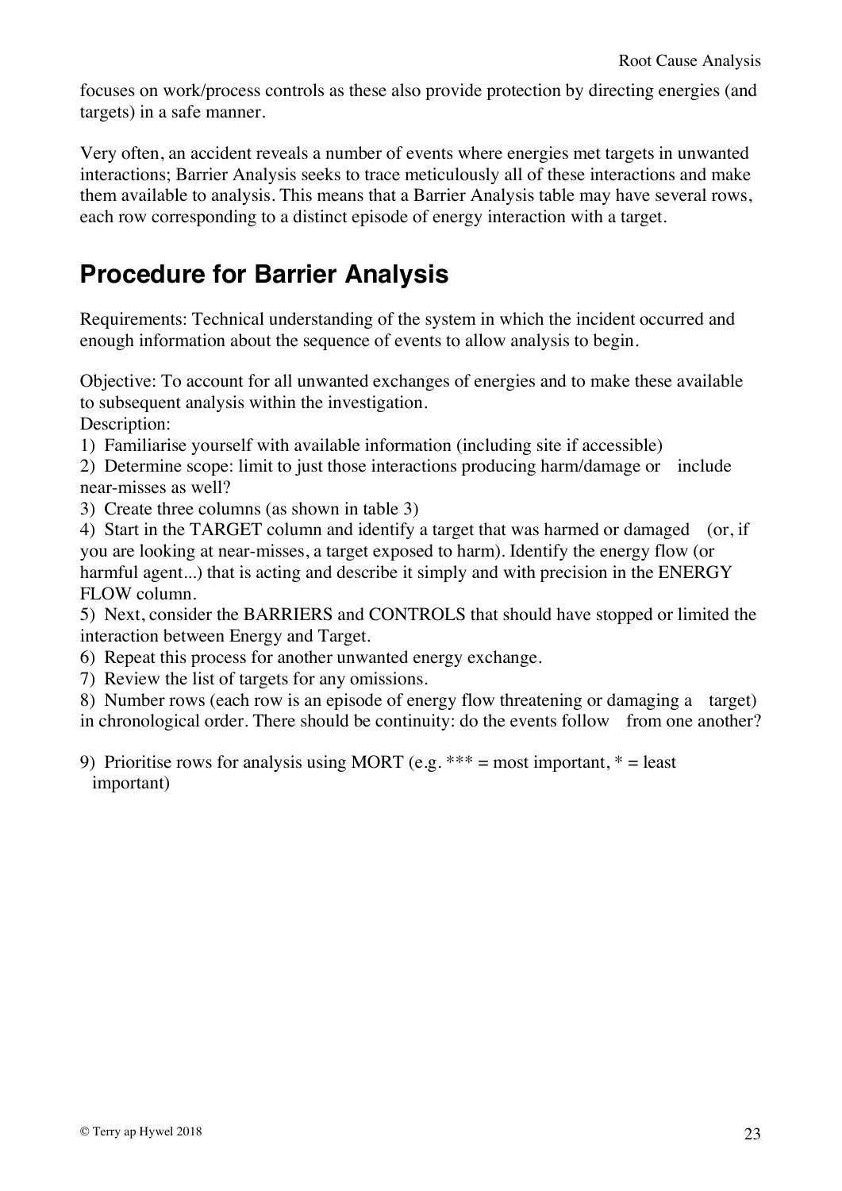focuses on work/process controls as these also provide protection by directing energies (and targets) in a safe manner.

Very often, an accident reveals a number of events where energies met targets in unwanted interactions; Barrier Analysis seeks to trace meticulously all of these interactions and make them available to analysis. This means that a Barrier Analysis table may have several rows, each row corresponding to a distinct episode of energy interaction with a target.

## Procedure for Barrier Analysis

Requirements: Technical understanding of the system in which the incident occurred and enough information about the sequence of events to allow analysis to begin.

Objective: To account for all unwanted exchanges of energies and to make these available to subsequent analysis within the investigation.

Description:

1) Familiarise yourself with available information (including site if accessible)
2) Determine scope: limit to just those interactions producing harm/damage or include near-misses as well?
3) Create three columns (as shown in table 3)
4) Start in the TARGET column and identify a target that was harmed or damaged (or, if you are looking at near-misses, a target exposed to harm). Identify the energy flow (or harmful agent...) that is acting and describe it simply and with precision in the ENERGY FLOW column.
5) Next, consider the BARRIERS and CONTROLS that should have stopped or limited the interaction between Energy and Target.
6) Repeat this process for another unwanted energy exchange.
7) Review the list of targets for any omissions.
8) Number rows (each row is an episode of energy flow threatening or damaging a target) in chronological order. There should be continuity: do the events follow from one another?
9) Prioritise rows for analysis using MORT (e.g. *** = most important, * = least important)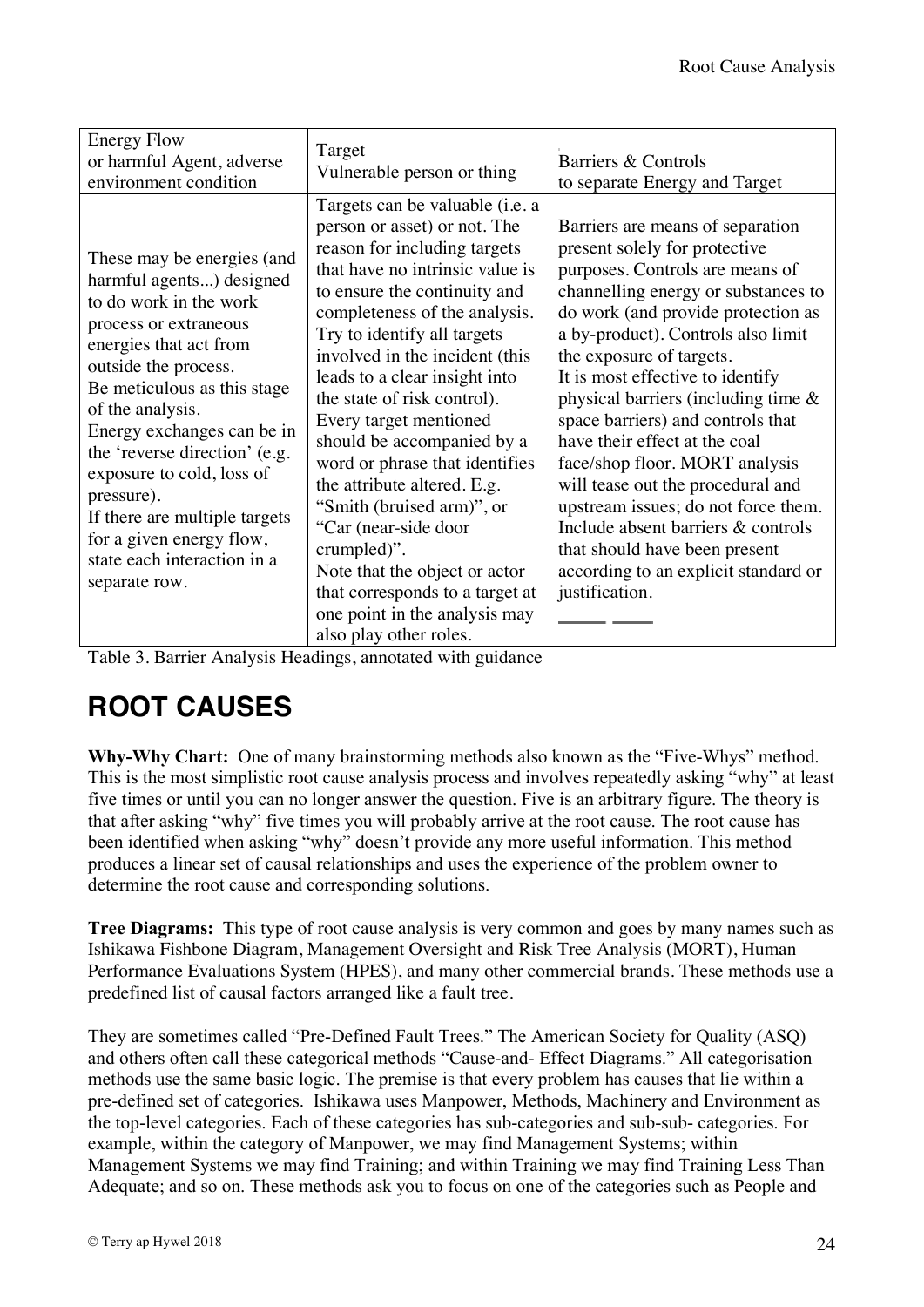| Energy Flow or harmful Agent, adverse environment condition | Target Vulnerable person or thing | Barriers & Controls to separate Energy and Target |
| --- | --- | --- |
| These may be energies (and harmful agents...) designed to do work in the work process or extraneous energies that act from outside the process. Be meticulous as this stage of the analysis. Energy exchanges can be in the 'reverse direction' (e.g. exposure to cold, loss of pressure). If there are multiple targets for a given energy flow, state each interaction in a separate row. | Targets can be valuable (i.e. a person or asset) or not. The reason for including targets that have no intrinsic value is to ensure the continuity and completeness of the analysis. Try to identify all targets involved in the incident (this leads to a clear insight into the state of risk control). Every target mentioned should be accompanied by a word or phrase that identifies the attribute altered. E.g. "Smith (bruised arm)", or "Car (near-side door crumpled)". Note that the object or actor that corresponds to a target at one point in the analysis may also play other roles. | Barriers are means of separation present solely for protective purposes. Controls are means of channelling energy or substances to do work (and provide protection as a by-product). Controls also limit the exposure of targets. It is most effective to identify physical barriers (including time & space barriers) and controls that have their effect at the coal face/shop floor. MORT analysis will tease out the procedural and upstream issues; do not force them. Include absent barriers & controls that should have been present according to an explicit standard or justification. |

Table 3. Barrier Analysis Headings, annotated with guidance

# ROOT CAUSES

**Why-Why Chart:** One of many brainstorming methods also known as the "Five-Whys" method. This is the most simplistic root cause analysis process and involves repeatedly asking "why" at least five times or until you can no longer answer the question. Five is an arbitrary figure. The theory is that after asking "why" five times you will probably arrive at the root cause. The root cause has been identified when asking "why" doesn't provide any more useful information. This method produces a linear set of causal relationships and uses the experience of the problem owner to determine the root cause and corresponding solutions.

**Tree Diagrams:** This type of root cause analysis is very common and goes by many names such as Ishikawa Fishbone Diagram, Management Oversight and Risk Tree Analysis (MORT), Human Performance Evaluations System (HPES), and many other commercial brands. These methods use a predefined list of causal factors arranged like a fault tree.

They are sometimes called "Pre-Defined Fault Trees." The American Society for Quality (ASQ) and others often call these categorical methods "Cause-and- Effect Diagrams." All categorisation methods use the same basic logic. The premise is that every problem has causes that lie within a pre-defined set of categories. Ishikawa uses Manpower, Methods, Machinery and Environment as the top-level categories. Each of these categories has sub-categories and sub-sub- categories. For example, within the category of Manpower, we may find Management Systems; within Management Systems we may find Training; and within Training we may find Training Less Than Adequate; and so on. These methods ask you to focus on one of the categories such as People and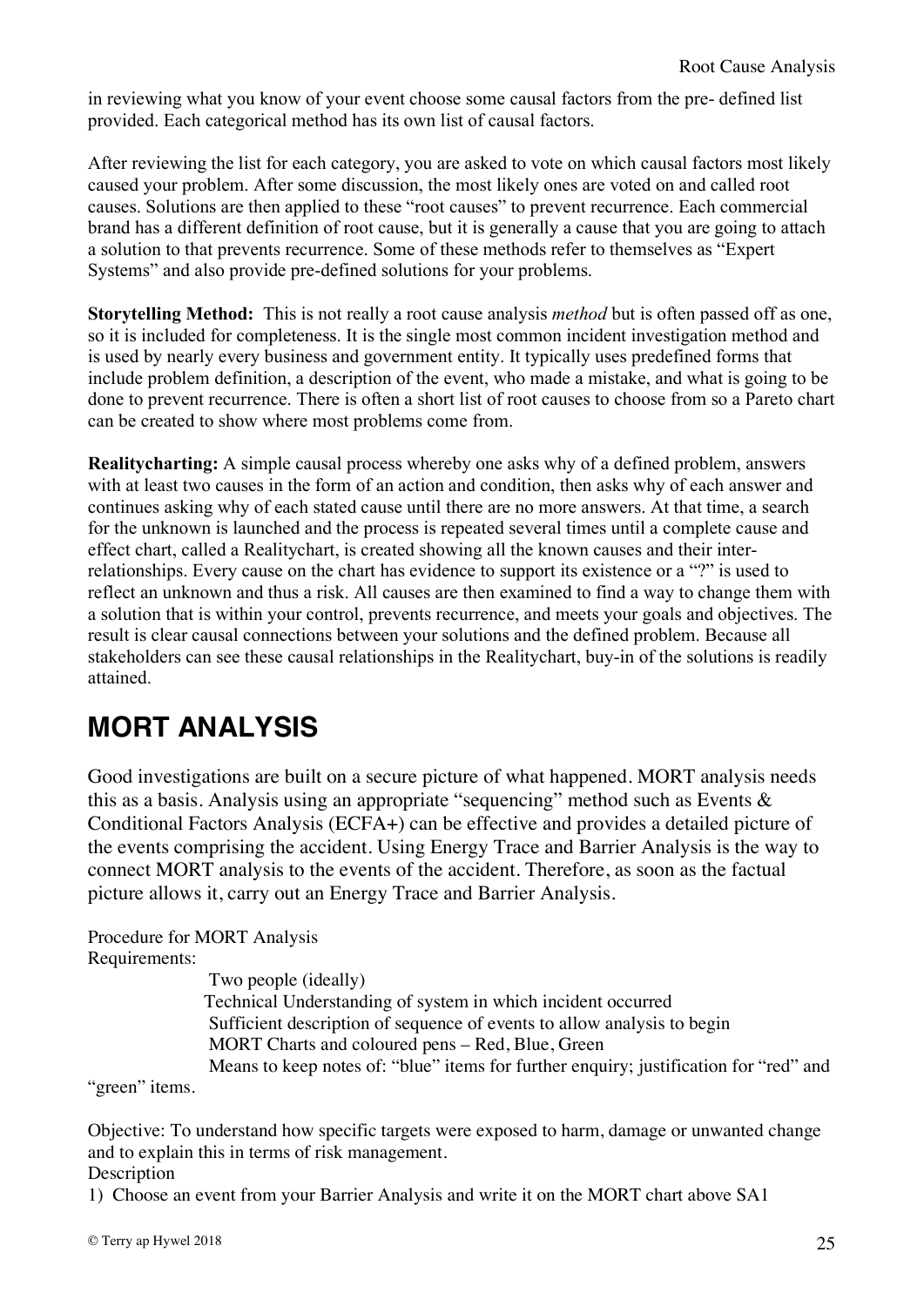in reviewing what you know of your event choose some causal factors from the pre- defined list provided. Each categorical method has its own list of causal factors.

After reviewing the list for each category, you are asked to vote on which causal factors most likely caused your problem. After some discussion, the most likely ones are voted on and called root causes. Solutions are then applied to these "root causes" to prevent recurrence. Each commercial brand has a different definition of root cause, but it is generally a cause that you are going to attach a solution to that prevents recurrence. Some of these methods refer to themselves as "Expert Systems" and also provide pre-defined solutions for your problems.

**Storytelling Method:** This is not really a root cause analysis *method* but is often passed off as one, so it is included for completeness. It is the single most common incident investigation method and is used by nearly every business and government entity. It typically uses predefined forms that include problem definition, a description of the event, who made a mistake, and what is going to be done to prevent recurrence. There is often a short list of root causes to choose from so a Pareto chart can be created to show where most problems come from.

**Realitycharting:** A simple causal process whereby one asks why of a defined problem, answers with at least two causes in the form of an action and condition, then asks why of each answer and continues asking why of each stated cause until there are no more answers. At that time, a search for the unknown is launched and the process is repeated several times until a complete cause and effect chart, called a Realitychart, is created showing all the known causes and their inter-relationships. Every cause on the chart has evidence to support its existence or a "?" is used to reflect an unknown and thus a risk. All causes are then examined to find a way to change them with a solution that is within your control, prevents recurrence, and meets your goals and objectives. The result is clear causal connections between your solutions and the defined problem. Because all stakeholders can see these causal relationships in the Realitychart, buy-in of the solutions is readily attained.

## MORT ANALYSIS

Good investigations are built on a secure picture of what happened. MORT analysis needs this as a basis. Analysis using an appropriate "sequencing" method such as Events & Conditional Factors Analysis (ECFA+) can be effective and provides a detailed picture of the events comprising the accident. Using Energy Trace and Barrier Analysis is the way to connect MORT analysis to the events of the accident. Therefore, as soon as the factual picture allows it, carry out an Energy Trace and Barrier Analysis.

Procedure for MORT Analysis

Requirements:

- Two people (ideally)
- Technical Understanding of system in which incident occurred
- Sufficient description of sequence of events to allow analysis to begin
- MORT Charts and coloured pens – Red, Blue, Green
- Means to keep notes of: "blue" items for further enquiry; justification for "red" and "green" items.

Objective: To understand how specific targets were exposed to harm, damage or unwanted change and to explain this in terms of risk management.

Description

1) Choose an event from your Barrier Analysis and write it on the MORT chart above SA1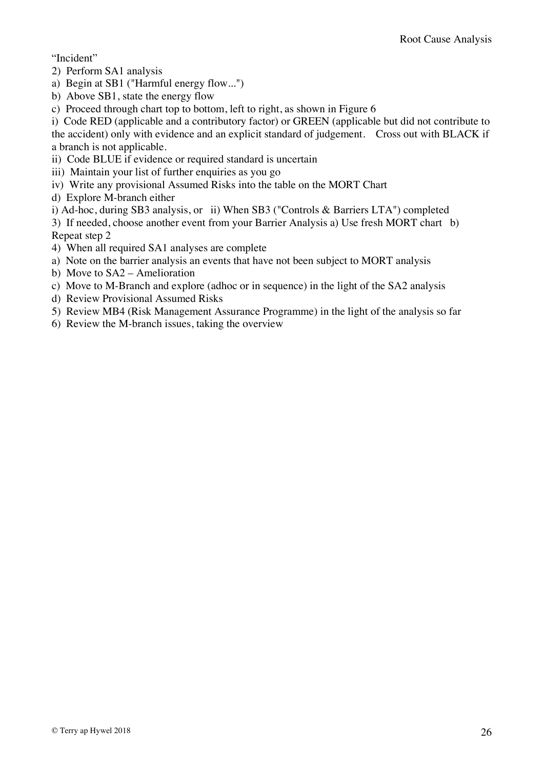"Incident"

2) Perform SA1 analysis

a) Begin at SB1 ("Harmful energy flow...")

b) Above SB1, state the energy flow

c) Proceed through chart top to bottom, left to right, as shown in Figure 6

i) Code RED (applicable and a contributory factor) or GREEN (applicable but did not contribute to the accident) only with evidence and an explicit standard of judgement. Cross out with BLACK if a branch is not applicable.

ii) Code BLUE if evidence or required standard is uncertain

iii) Maintain your list of further enquiries as you go

iv) Write any provisional Assumed Risks into the table on the MORT Chart

d) Explore M-branch either

i) Ad-hoc, during SB3 analysis, or ii) When SB3 ("Controls & Barriers LTA") completed

3) If needed, choose another event from your Barrier Analysis a) Use fresh MORT chart b) Repeat step 2

4) When all required SA1 analyses are complete

a) Note on the barrier analysis an events that have not been subject to MORT analysis

b) Move to SA2 – Amelioration

c) Move to M-Branch and explore (adhoc or in sequence) in the light of the SA2 analysis

d) Review Provisional Assumed Risks

5) Review MB4 (Risk Management Assurance Programme) in the light of the analysis so far

6) Review the M-branch issues, taking the overview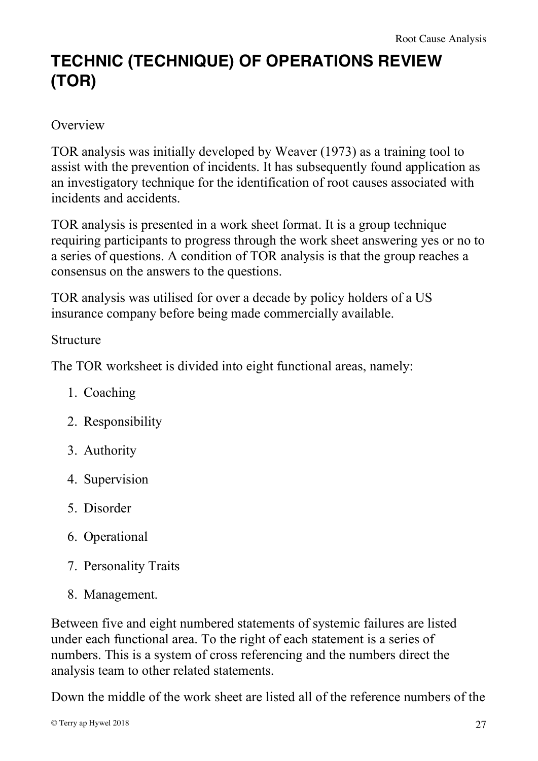# TECHNIC (TECHNIQUE) OF OPERATIONS REVIEW (TOR)

Overview

TOR analysis was initially developed by Weaver (1973) as a training tool to assist with the prevention of incidents. It has subsequently found application as an investigatory technique for the identification of root causes associated with incidents and accidents.

TOR analysis is presented in a work sheet format. It is a group technique requiring participants to progress through the work sheet answering yes or no to a series of questions. A condition of TOR analysis is that the group reaches a consensus on the answers to the questions.

TOR analysis was utilised for over a decade by policy holders of a US insurance company before being made commercially available.

Structure

The TOR worksheet is divided into eight functional areas, namely:

1. Coaching
2. Responsibility
3. Authority
4. Supervision
5. Disorder
6. Operational
7. Personality Traits
8. Management.

Between five and eight numbered statements of systemic failures are listed under each functional area. To the right of each statement is a series of numbers. This is a system of cross referencing and the numbers direct the analysis team to other related statements.

Down the middle of the work sheet are listed all of the reference numbers of the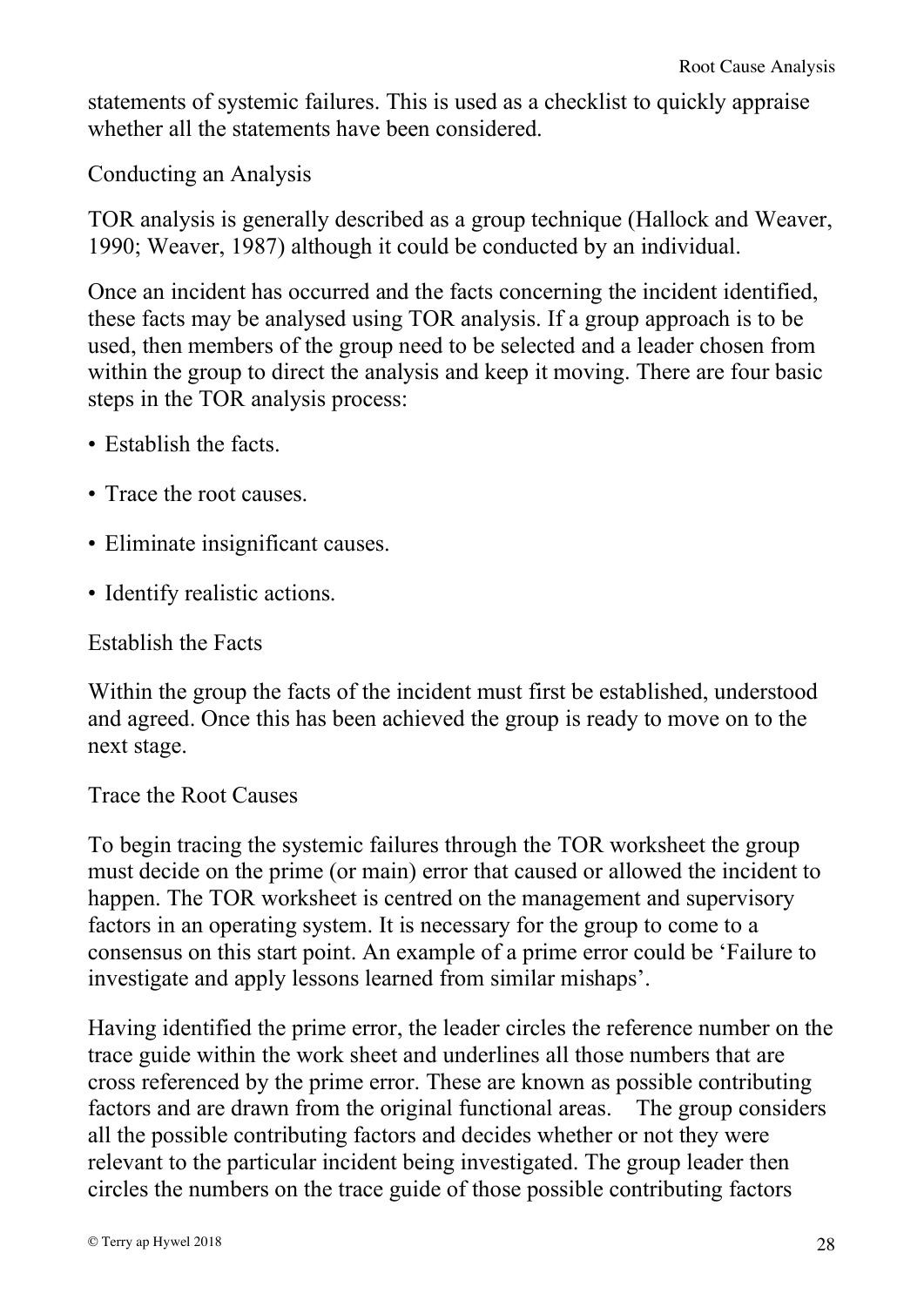statements of systemic failures. This is used as a checklist to quickly appraise whether all the statements have been considered.

## Conducting an Analysis

TOR analysis is generally described as a group technique (Hallock and Weaver, 1990; Weaver, 1987) although it could be conducted by an individual.

Once an incident has occurred and the facts concerning the incident identified, these facts may be analysed using TOR analysis. If a group approach is to be used, then members of the group need to be selected and a leader chosen from within the group to direct the analysis and keep it moving. There are four basic steps in the TOR analysis process:

- Establish the facts.
- Trace the root causes.
- Eliminate insignificant causes.
- Identify realistic actions.

### Establish the Facts

Within the group the facts of the incident must first be established, understood and agreed. Once this has been achieved the group is ready to move on to the next stage.

### Trace the Root Causes

To begin tracing the systemic failures through the TOR worksheet the group must decide on the prime (or main) error that caused or allowed the incident to happen. The TOR worksheet is centred on the management and supervisory factors in an operating system. It is necessary for the group to come to a consensus on this start point. An example of a prime error could be 'Failure to investigate and apply lessons learned from similar mishaps'.

Having identified the prime error, the leader circles the reference number on the trace guide within the work sheet and underlines all those numbers that are cross referenced by the prime error. These are known as possible contributing factors and are drawn from the original functional areas. The group considers all the possible contributing factors and decides whether or not they were relevant to the particular incident being investigated. The group leader then circles the numbers on the trace guide of those possible contributing factors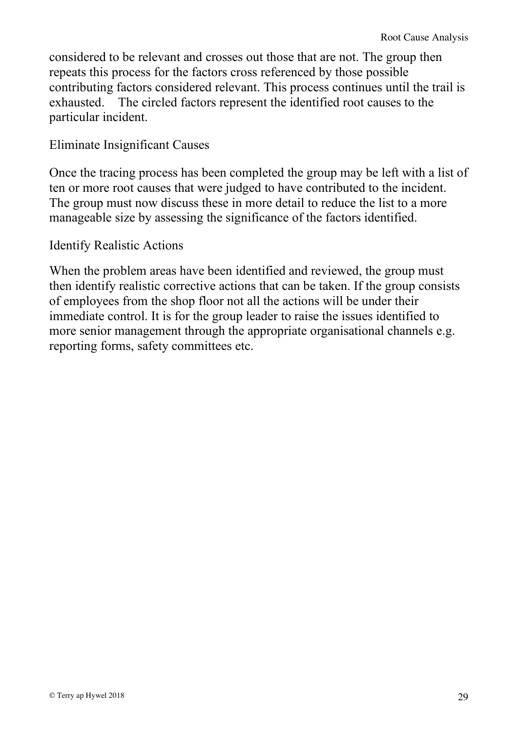considered to be relevant and crosses out those that are not. The group then repeats this process for the factors cross referenced by those possible contributing factors considered relevant. This process continues until the trail is exhausted. The circled factors represent the identified root causes to the particular incident.

### Eliminate Insignificant Causes

Once the tracing process has been completed the group may be left with a list of ten or more root causes that were judged to have contributed to the incident. The group must now discuss these in more detail to reduce the list to a more manageable size by assessing the significance of the factors identified.

### Identify Realistic Actions

When the problem areas have been identified and reviewed, the group must then identify realistic corrective actions that can be taken. If the group consists of employees from the shop floor not all the actions will be under their immediate control. It is for the group leader to raise the issues identified to more senior management through the appropriate organisational channels e.g. reporting forms, safety committees etc.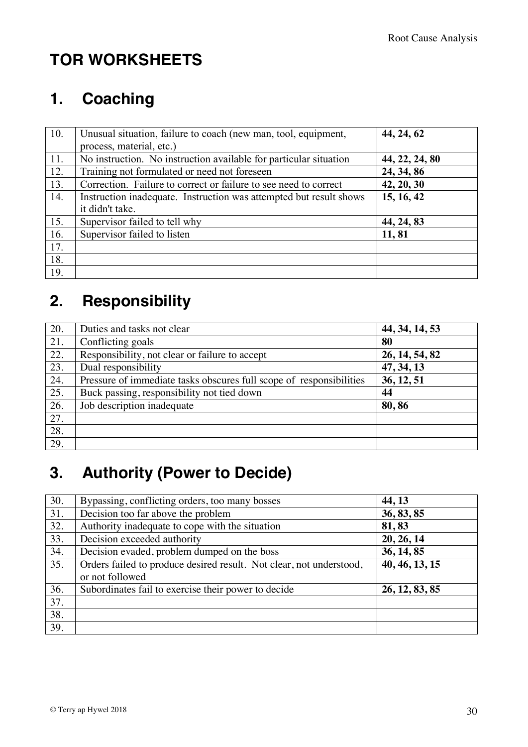# TOR WORKSHEETS

## 1. Coaching

| | | |
|---|---|---|
| 10. | Unusual situation, failure to coach (new man, tool, equipment, process, material, etc.) | **44, 24, 62** |
| 11. | No instruction. No instruction available for particular situation | **44, 22, 24, 80** |
| 12. | Training not formulated or need not foreseen | **24, 34, 86** |
| 13. | Correction. Failure to correct or failure to see need to correct | **42, 20, 30** |
| 14. | Instruction inadequate. Instruction was attempted but result shows it didn't take. | **15, 16, 42** |
| 15. | Supervisor failed to tell why | **44, 24, 83** |
| 16. | Supervisor failed to listen | **11, 81** |
| 17. | | |
| 18. | | |
| 19. | | |

## 2. Responsibility

| | | |
|---|---|---|
| 20. | Duties and tasks not clear | **44, 34, 14, 53** |
| 21. | Conflicting goals | **80** |
| 22. | Responsibility, not clear or failure to accept | **26, 14, 54, 82** |
| 23. | Dual responsibility | **47, 34, 13** |
| 24. | Pressure of immediate tasks obscures full scope of responsibilities | **36, 12, 51** |
| 25. | Buck passing, responsibility not tied down | **44** |
| 26. | Job description inadequate | **80, 86** |
| 27. | | |
| 28. | | |
| 29. | | |

## 3. Authority (Power to Decide)

| | | |
|---|---|---|
| 30. | Bypassing, conflicting orders, too many bosses | **44, 13** |
| 31. | Decision too far above the problem | **36, 83, 85** |
| 32. | Authority inadequate to cope with the situation | **81, 83** |
| 33. | Decision exceeded authority | **20, 26, 14** |
| 34. | Decision evaded, problem dumped on the boss | **36, 14, 85** |
| 35. | Orders failed to produce desired result. Not clear, not understood, or not followed | **40, 46, 13, 15** |
| 36. | Subordinates fail to exercise their power to decide | **26, 12, 83, 85** |
| 37. | | |
| 38. | | |
| 39. | | |

© Terry ap Hywel 2018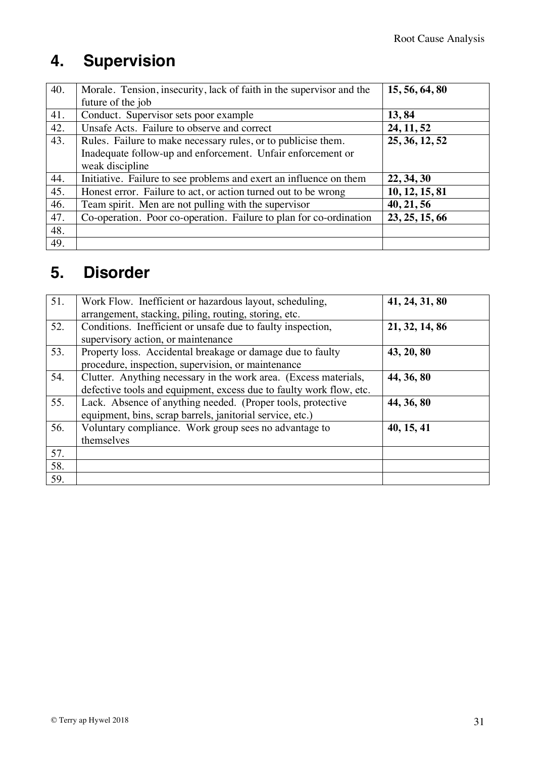## 4. Supervision

| | | |
|---|---|---|
| 40. | Morale. Tension, insecurity, lack of faith in the supervisor and the future of the job | **15, 56, 64, 80** |
| 41. | Conduct. Supervisor sets poor example | **13, 84** |
| 42. | Unsafe Acts. Failure to observe and correct | **24, 11, 52** |
| 43. | Rules. Failure to make necessary rules, or to publicise them. Inadequate follow-up and enforcement. Unfair enforcement or weak discipline | **25, 36, 12, 52** |
| 44. | Initiative. Failure to see problems and exert an influence on them | **22, 34, 30** |
| 45. | Honest error. Failure to act, or action turned out to be wrong | **10, 12, 15, 81** |
| 46. | Team spirit. Men are not pulling with the supervisor | **40, 21, 56** |
| 47. | Co-operation. Poor co-operation. Failure to plan for co-ordination | **23, 25, 15, 66** |
| 48. | | |
| 49. | | |

## 5. Disorder

| | | |
|---|---|---|
| 51. | Work Flow. Inefficient or hazardous layout, scheduling, arrangement, stacking, piling, routing, storing, etc. | **41, 24, 31, 80** |
| 52. | Conditions. Inefficient or unsafe due to faulty inspection, supervisory action, or maintenance | **21, 32, 14, 86** |
| 53. | Property loss. Accidental breakage or damage due to faulty procedure, inspection, supervision, or maintenance | **43, 20, 80** |
| 54. | Clutter. Anything necessary in the work area. (Excess materials, defective tools and equipment, excess due to faulty work flow, etc. | **44, 36, 80** |
| 55. | Lack. Absence of anything needed. (Proper tools, protective equipment, bins, scrap barrels, janitorial service, etc.) | **44, 36, 80** |
| 56. | Voluntary compliance. Work group sees no advantage to themselves | **40, 15, 41** |
| 57. | | |
| 58. | | |
| 59. | | |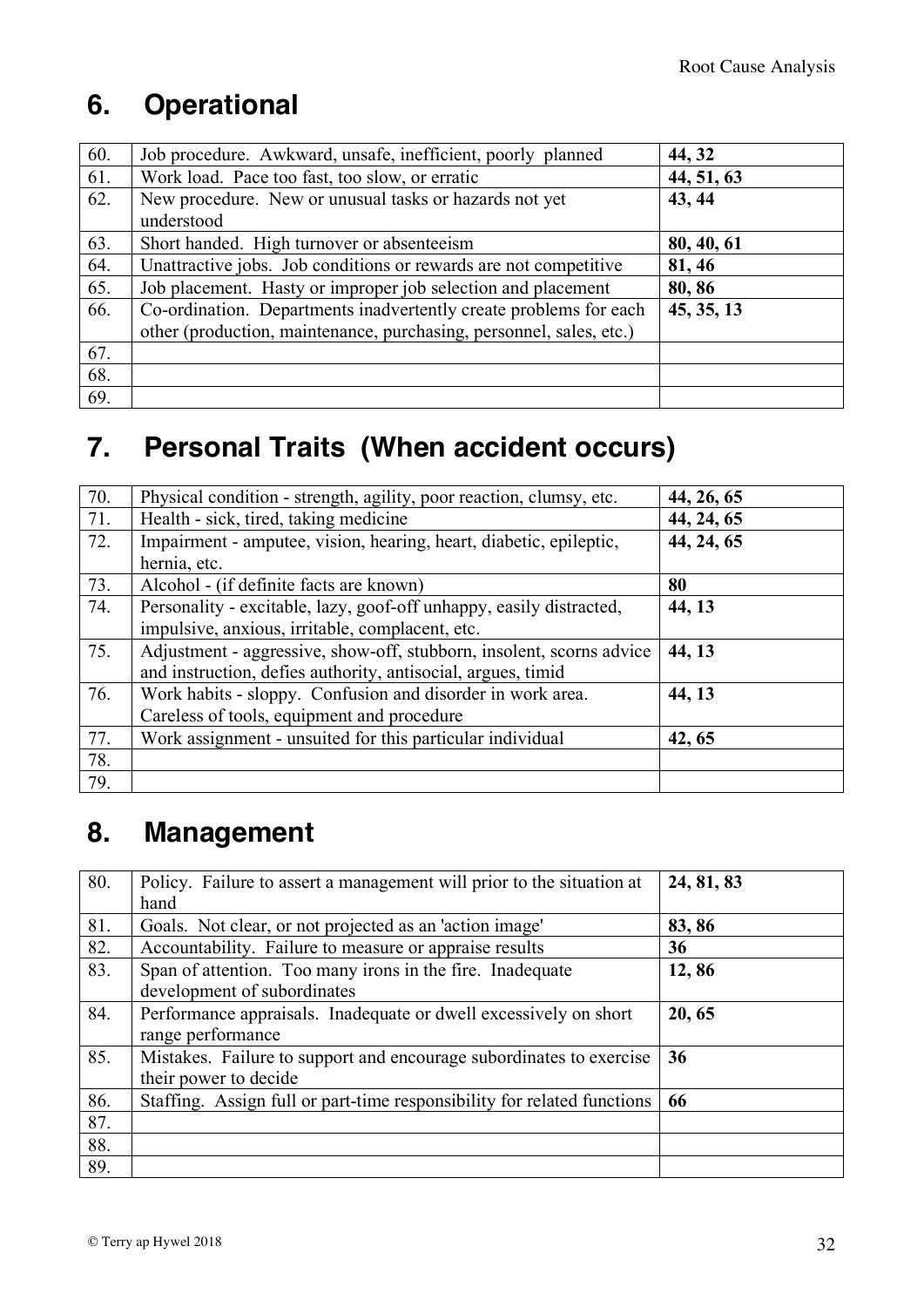## 6. Operational

| | | |
|---|---|---|
| 60. | Job procedure. Awkward, unsafe, inefficient, poorly planned | **44, 32** |
| 61. | Work load. Pace too fast, too slow, or erratic | **44, 51, 63** |
| 62. | New procedure. New or unusual tasks or hazards not yet understood | **43, 44** |
| 63. | Short handed. High turnover or absenteeism | **80, 40, 61** |
| 64. | Unattractive jobs. Job conditions or rewards are not competitive | **81, 46** |
| 65. | Job placement. Hasty or improper job selection and placement | **80, 86** |
| 66. | Co-ordination. Departments inadvertently create problems for each other (production, maintenance, purchasing, personnel, sales, etc.) | **45, 35, 13** |
| 67. | | |
| 68. | | |
| 69. | | |

## 7. Personal Traits (When accident occurs)

| | | |
|---|---|---|
| 70. | Physical condition - strength, agility, poor reaction, clumsy, etc. | **44, 26, 65** |
| 71. | Health - sick, tired, taking medicine | **44, 24, 65** |
| 72. | Impairment - amputee, vision, hearing, heart, diabetic, epileptic, hernia, etc. | **44, 24, 65** |
| 73. | Alcohol - (if definite facts are known) | **80** |
| 74. | Personality - excitable, lazy, goof-off unhappy, easily distracted, impulsive, anxious, irritable, complacent, etc. | **44, 13** |
| 75. | Adjustment - aggressive, show-off, stubborn, insolent, scorns advice and instruction, defies authority, antisocial, argues, timid | **44, 13** |
| 76. | Work habits - sloppy. Confusion and disorder in work area. Careless of tools, equipment and procedure | **44, 13** |
| 77. | Work assignment - unsuited for this particular individual | **42, 65** |
| 78. | | |
| 79. | | |

## 8. Management

| | | |
|---|---|---|
| 80. | Policy. Failure to assert a management will prior to the situation at hand | **24, 81, 83** |
| 81. | Goals. Not clear, or not projected as an 'action image' | **83, 86** |
| 82. | Accountability. Failure to measure or appraise results | **36** |
| 83. | Span of attention. Too many irons in the fire. Inadequate development of subordinates | **12, 86** |
| 84. | Performance appraisals. Inadequate or dwell excessively on short range performance | **20, 65** |
| 85. | Mistakes. Failure to support and encourage subordinates to exercise their power to decide | **36** |
| 86. | Staffing. Assign full or part-time responsibility for related functions | **66** |
| 87. | | |
| 88. | | |
| 89. | | |

© Terry ap Hywel 2018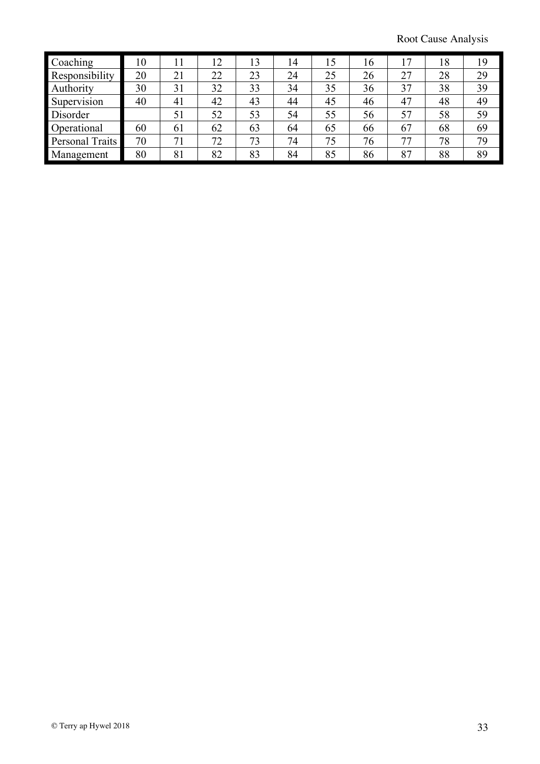| Coaching | 10 | 11 | 12 | 13 | 14 | 15 | 16 | 17 | 18 | 19 |
|---|---|---|---|---|---|---|---|---|---|---|
| Responsibility | 20 | 21 | 22 | 23 | 24 | 25 | 26 | 27 | 28 | 29 |
| Authority | 30 | 31 | 32 | 33 | 34 | 35 | 36 | 37 | 38 | 39 |
| Supervision | 40 | 41 | 42 | 43 | 44 | 45 | 46 | 47 | 48 | 49 |
| Disorder | | 51 | 52 | 53 | 54 | 55 | 56 | 57 | 58 | 59 |
| Operational | 60 | 61 | 62 | 63 | 64 | 65 | 66 | 67 | 68 | 69 |
| Personal Traits | 70 | 71 | 72 | 73 | 74 | 75 | 76 | 77 | 78 | 79 |
| Management | 80 | 81 | 82 | 83 | 84 | 85 | 86 | 87 | 88 | 89 |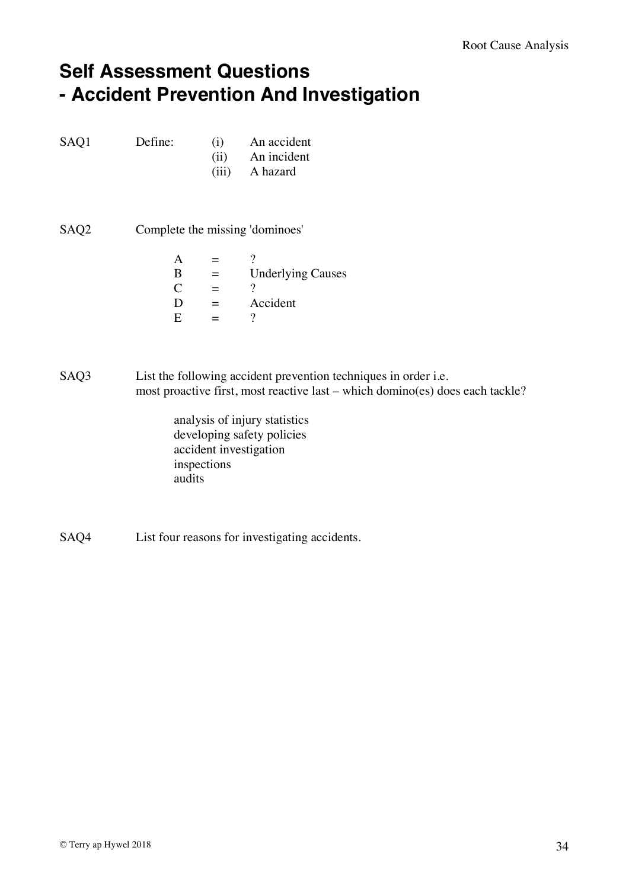# Self Assessment Questions - Accident Prevention And Investigation

SAQ1 Define:

- (i) An accident
- (ii) An incident
- (iii) A hazard

SAQ2 Complete the missing 'dominoes'

A = ?
B = Underlying Causes
C = ?
D = Accident
E = ?

SAQ3 List the following accident prevention techniques in order i.e. most proactive first, most reactive last – which domino(es) does each tackle?

analysis of injury statistics
developing safety policies
accident investigation
inspections
audits

SAQ4 List four reasons for investigating accidents.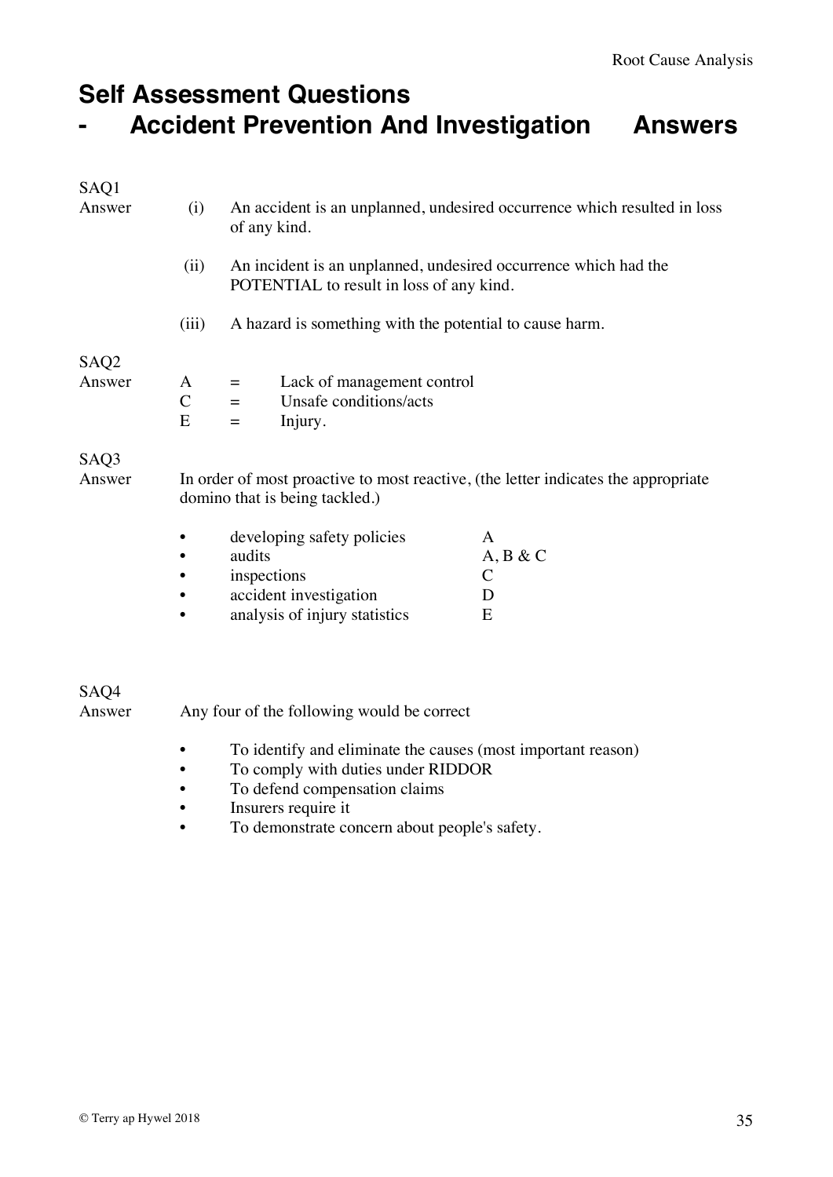# Self Assessment Questions
# - Accident Prevention And Investigation Answers

SAQ1

Answer

(i) An accident is an unplanned, undesired occurrence which resulted in loss of any kind.

(ii) An incident is an unplanned, undesired occurrence which had the POTENTIAL to result in loss of any kind.

(iii) A hazard is something with the potential to cause harm.

SAQ2

Answer

A = Lack of management control
C = Unsafe conditions/acts
E = Injury.

SAQ3

Answer

In order of most proactive to most reactive, (the letter indicates the appropriate domino that is being tackled.)

| | |
|---|---|
| • developing safety policies | A |
| • audits | A, B & C |
| • inspections | C |
| • accident investigation | D |
| • analysis of injury statistics | E |

SAQ4

Answer

Any four of the following would be correct

- To identify and eliminate the causes (most important reason)
- To comply with duties under RIDDOR
- To defend compensation claims
- Insurers require it
- To demonstrate concern about people's safety.

© Terry ap Hywel 2018